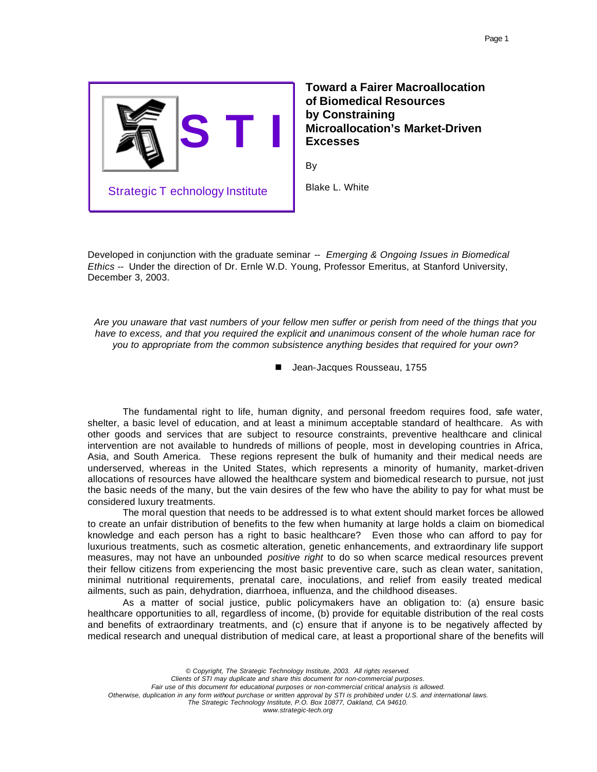STI

Strategic Technology Institute

# Toward a Fairer Macroallocation of Biomedical Resources by Constraining Microallocation's Market-Driven Excesses

By

Blake L. White

Developed in conjunction with the graduate seminar -- *Emerging & Ongoing Issues in Biomedical Ethics* -- Under the direction of Dr. Ernle W.D. Young, Professor Emeritus, at Stanford University, December 3, 2003.

*Are you unaware that vast numbers of your fellow men suffer or perish from need of the things that you have to excess, and that you required the explicit and unanimous consent of the whole human race for you to appropriate from the common subsistence anything besides that required for your own?*

- Jean-Jacques Rousseau, 1755

The fundamental right to life, human dignity, and personal freedom requires food, safe water, shelter, a basic level of education, and at least a minimum acceptable standard of healthcare. As with other goods and services that are subject to resource constraints, preventive healthcare and clinical intervention are not available to hundreds of millions of people, most in developing countries in Africa, Asia, and South America. These regions represent the bulk of humanity and their medical needs are underserved, whereas in the United States, which represents a minority of humanity, market-driven allocations of resources have allowed the healthcare system and biomedical research to pursue, not just the basic needs of the many, but the vain desires of the few who have the ability to pay for what must be considered luxury treatments.

The moral question that needs to be addressed is to what extent should market forces be allowed to create an unfair distribution of benefits to the few when humanity at large holds a claim on biomedical knowledge and each person has a right to basic healthcare? Even those who can afford to pay for luxurious treatments, such as cosmetic alteration, genetic enhancements, and extraordinary life support measures, may not have an unbounded *positive right* to do so when scarce medical resources prevent their fellow citizens from experiencing the most basic preventive care, such as clean water, sanitation, minimal nutritional requirements, prenatal care, inoculations, and relief from easily treated medical ailments, such as pain, dehydration, diarrhoea, influenza, and the childhood diseases.

As a matter of social justice, public policymakers have an obligation to: (a) ensure basic healthcare opportunities to all, regardless of income, (b) provide for equitable distribution of the real costs and benefits of extraordinary treatments, and (c) ensure that if anyone is to be negatively affected by medical research and unequal distribution of medical care, at least a proportional share of the benefits will

*© Copyright, The Strategic Technology Institute, 2003. All rights reserved.*
*Clients of STI may duplicate and share this document for non-commercial purposes.*
*Fair use of this document for educational purposes or non-commercial critical analysis is allowed.*
*Otherwise, duplication in any form without purchase or written approval by STI is prohibited under U.S. and international laws.*
*The Strategic Technology Institute, P.O. Box 10877, Oakland, CA 94610.*
*www.strategic-tech.org*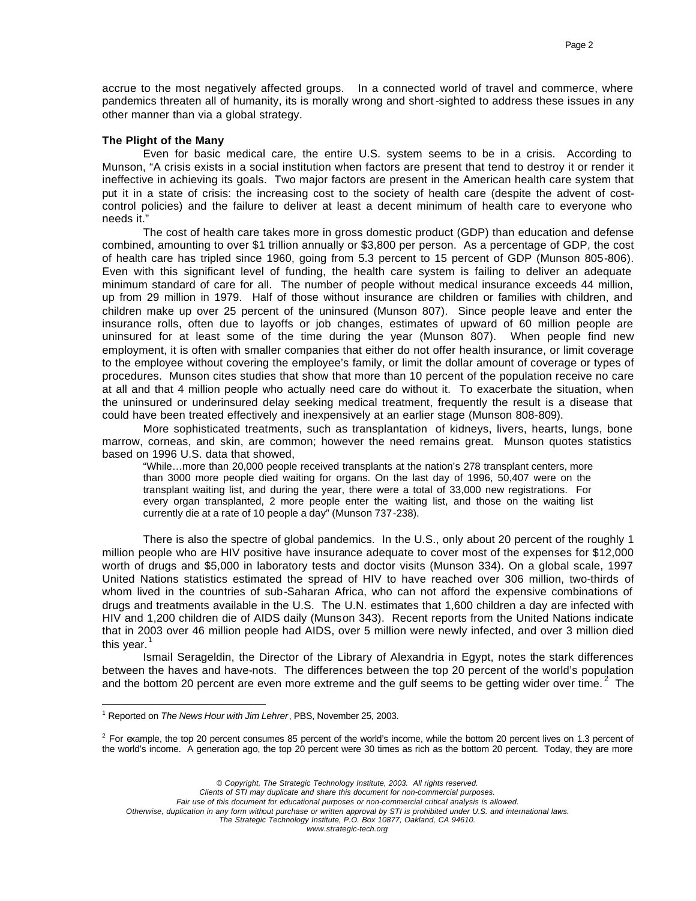accrue to the most negatively affected groups. In a connected world of travel and commerce, where pandemics threaten all of humanity, its is morally wrong and short-sighted to address these issues in any other manner than via a global strategy.

**The Plight of the Many**

Even for basic medical care, the entire U.S. system seems to be in a crisis. According to Munson, "A crisis exists in a social institution when factors are present that tend to destroy it or render it ineffective in achieving its goals. Two major factors are present in the American health care system that put it in a state of crisis: the increasing cost to the society of health care (despite the advent of cost-control policies) and the failure to deliver at least a decent minimum of health care to everyone who needs it."

The cost of health care takes more in gross domestic product (GDP) than education and defense combined, amounting to over $1 trillion annually or $3,800 per person. As a percentage of GDP, the cost of health care has tripled since 1960, going from 5.3 percent to 15 percent of GDP (Munson 805-806). Even with this significant level of funding, the health care system is failing to deliver an adequate minimum standard of care for all. The number of people without medical insurance exceeds 44 million, up from 29 million in 1979. Half of those without insurance are children or families with children, and children make up over 25 percent of the uninsured (Munson 807). Since people leave and enter the insurance rolls, often due to layoffs or job changes, estimates of upward of 60 million people are uninsured for at least some of the time during the year (Munson 807). When people find new employment, it is often with smaller companies that either do not offer health insurance, or limit coverage to the employee without covering the employee's family, or limit the dollar amount of coverage or types of procedures. Munson cites studies that show that more than 10 percent of the population receive no care at all and that 4 million people who actually need care do without it. To exacerbate the situation, when the uninsured or underinsured delay seeking medical treatment, frequently the result is a disease that could have been treated effectively and inexpensively at an earlier stage (Munson 808-809).

More sophisticated treatments, such as transplantation of kidneys, livers, hearts, lungs, bone marrow, corneas, and skin, are common; however the need remains great. Munson quotes statistics based on 1996 U.S. data that showed,

> "While…more than 20,000 people received transplants at the nation's 278 transplant centers, more than 3000 more people died waiting for organs. On the last day of 1996, 50,407 were on the transplant waiting list, and during the year, there were a total of 33,000 new registrations. For every organ transplanted, 2 more people enter the waiting list, and those on the waiting list currently die at a rate of 10 people a day" (Munson 737-238).

There is also the spectre of global pandemics. In the U.S., only about 20 percent of the roughly 1 million people who are HIV positive have insurance adequate to cover most of the expenses for $12,000 worth of drugs and $5,000 in laboratory tests and doctor visits (Munson 334). On a global scale, 1997 United Nations statistics estimated the spread of HIV to have reached over 306 million, two-thirds of whom lived in the countries of sub-Saharan Africa, who can not afford the expensive combinations of drugs and treatments available in the U.S. The U.N. estimates that 1,600 children a day are infected with HIV and 1,200 children die of AIDS daily (Munson 343). Recent reports from the United Nations indicate that in 2003 over 46 million people had AIDS, over 5 million were newly infected, and over 3 million died this year.[1]

Ismail Serageldin, the Director of the Library of Alexandria in Egypt, notes the stark differences between the haves and have-nots. The differences between the top 20 percent of the world's population and the bottom 20 percent are even more extreme and the gulf seems to be getting wider over time.[2] The

---

[1] Reported on *The News Hour with Jim Lehrer*, PBS, November 25, 2003.

[2] For example, the top 20 percent consumes 85 percent of the world's income, while the bottom 20 percent lives on 1.3 percent of the world's income. A generation ago, the top 20 percent were 30 times as rich as the bottom 20 percent. Today, they are more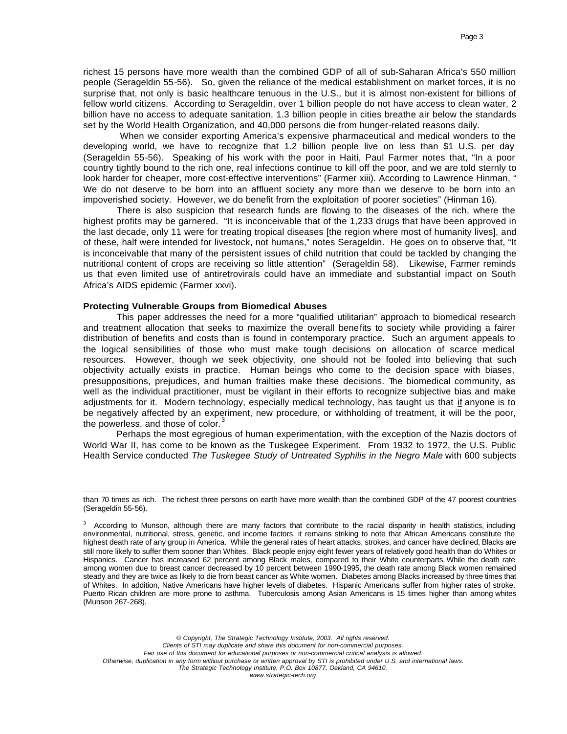richest 15 persons have more wealth than the combined GDP of all of sub-Saharan Africa's 550 million people (Serageldin 55-56). So, given the reliance of the medical establishment on market forces, it is no surprise that, not only is basic healthcare tenuous in the U.S., but it is almost non-existent for billions of fellow world citizens. According to Serageldin, over 1 billion people do not have access to clean water, 2 billion have no access to adequate sanitation, 1.3 billion people in cities breathe air below the standards set by the World Health Organization, and 40,000 persons die from hunger-related reasons daily.

When we consider exporting America's expensive pharmaceutical and medical wonders to the developing world, we have to recognize that 1.2 billion people live on less than $1 U.S. per day (Serageldin 55-56). Speaking of his work with the poor in Haiti, Paul Farmer notes that, "In a poor country tightly bound to the rich one, real infections continue to kill off the poor, and we are told sternly to look harder for cheaper, more cost-effective interventions" (Farmer xiii). According to Lawrence Hinman, " We do not deserve to be born into an affluent society any more than we deserve to be born into an impoverished society. However, we do benefit from the exploitation of poorer societies" (Hinman 16).

There is also suspicion that research funds are flowing to the diseases of the rich, where the highest profits may be garnered. "It is inconceivable that of the 1,233 drugs that have been approved in the last decade, only 11 were for treating tropical diseases [the region where most of humanity lives], and of these, half were intended for livestock, not humans," notes Serageldin. He goes on to observe that, "It is inconceivable that many of the persistent issues of child nutrition that could be tackled by changing the nutritional content of crops are receiving so little attention" (Serageldin 58). Likewise, Farmer reminds us that even limited use of antiretrovirals could have an immediate and substantial impact on South Africa's AIDS epidemic (Farmer xxvi).

**Protecting Vulnerable Groups from Biomedical Abuses**

This paper addresses the need for a more "qualified utilitarian" approach to biomedical research and treatment allocation that seeks to maximize the overall benefits to society while providing a fairer distribution of benefits and costs than is found in contemporary practice. Such an argument appeals to the logical sensibilities of those who must make tough decisions on allocation of scarce medical resources. However, though we seek objectivity, one should not be fooled into believing that such objectivity actually exists in practice. Human beings who come to the decision space with biases, presuppositions, prejudices, and human frailties make these decisions. The biomedical community, as well as the individual practitioner, must be vigilant in their efforts to recognize subjective bias and make adjustments for it. Modern technology, especially medical technology, has taught us that <u>if</u> anyone is to be negatively affected by an experiment, new procedure, or withholding of treatment, it will be the poor, the powerless, and those of color.[3]

Perhaps the most egregious of human experimentation, with the exception of the Nazis doctors of World War II, has come to be known as the Tuskegee Experiment. From 1932 to 1972, the U.S. Public Health Service conducted *The Tuskegee Study of Untreated Syphilis in the Negro Male* with 600 subjects

---

than 70 times as rich. The richest three persons on earth have more wealth than the combined GDP of the 47 poorest countries (Serageldin 55-56).

[3] According to Munson, although there are many factors that contribute to the racial disparity in health statistics, including environmental, nutritional, stress, genetic, and income factors, it remains striking to note that African Americans constitute the highest death rate of any group in America. While the general rates of heart attacks, strokes, and cancer have declined, Blacks are still more likely to suffer them sooner than Whites. Black people enjoy eight fewer years of relatively good health than do Whites or Hispanics. Cancer has increased 62 percent among Black males, compared to their White counterparts. While the death rate among women due to breast cancer decreased by 10 percent between 1990-1995, the death rate among Black women remained steady and they are twice as likely to die from beast cancer as White women. Diabetes among Blacks increased by three times that of Whites. In addition, Native Americans have higher levels of diabetes. Hispanic Americans suffer from higher rates of stroke. Puerto Rican children are more prone to asthma. Tuberculosis among Asian Americans is 15 times higher than among whites (Munson 267-268).

*© Copyright, The Strategic Technology Institute, 2003. All rights reserved.*
*Clients of STI may duplicate and share this document for non-commercial purposes.*
*Fair use of this document for educational purposes or non-commercial critical analysis is allowed.*
*Otherwise, duplication in any form without purchase or written approval by STI is prohibited under U.S. and international laws.*
*The Strategic Technology Institute, P.O. Box 10877, Oakland, CA 94610.*
*www.strategic-tech.org*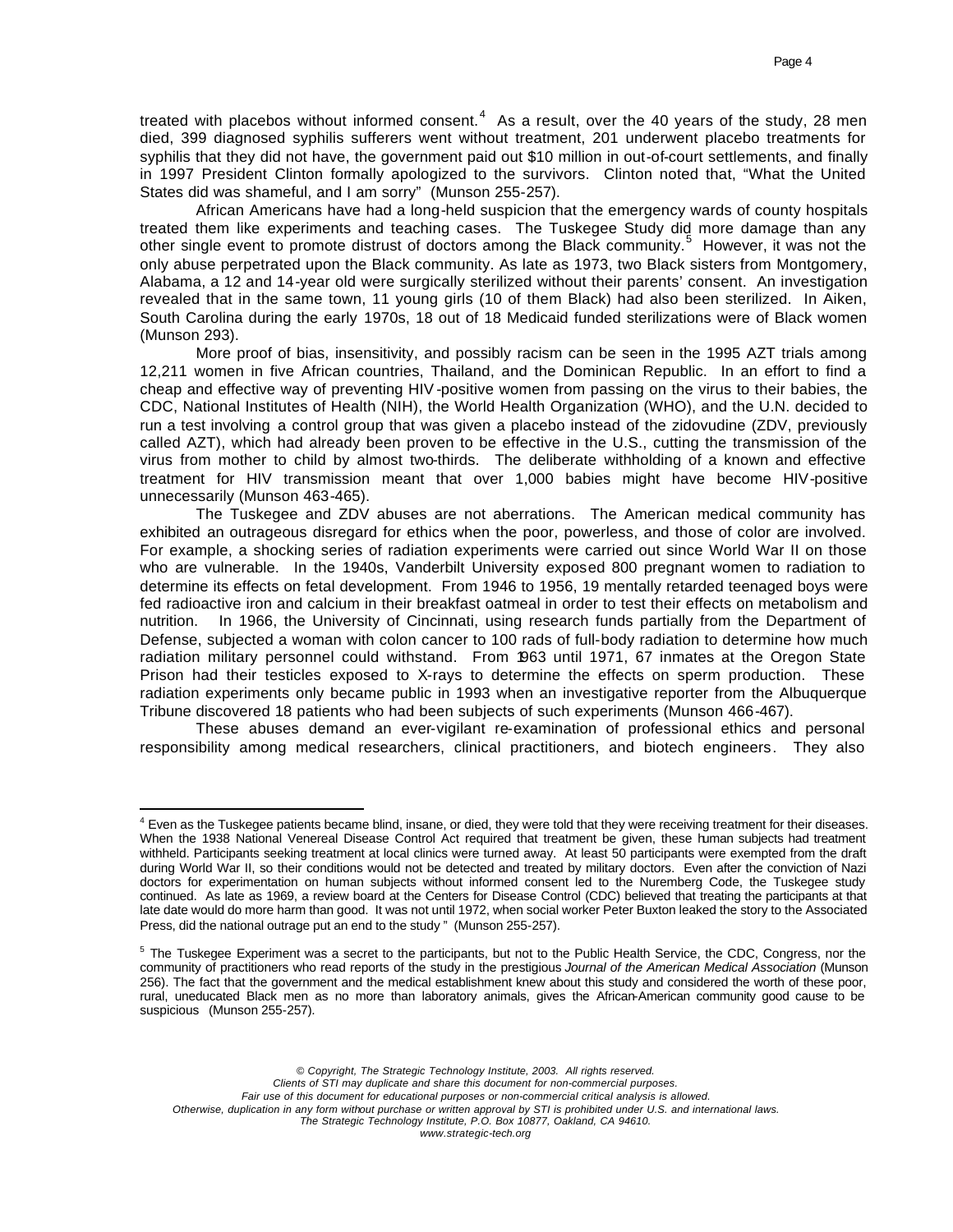treated with placebos without informed consent.[4] As a result, over the 40 years of the study, 28 men died, 399 diagnosed syphilis sufferers went without treatment, 201 underwent placebo treatments for syphilis that they did not have, the government paid out $10 million in out-of-court settlements, and finally in 1997 President Clinton formally apologized to the survivors. Clinton noted that, "What the United States did was shameful, and I am sorry" (Munson 255-257).

African Americans have had a long-held suspicion that the emergency wards of county hospitals treated them like experiments and teaching cases. The Tuskegee Study did more damage than any other single event to promote distrust of doctors among the Black community.[5] However, it was not the only abuse perpetrated upon the Black community. As late as 1973, two Black sisters from Montgomery, Alabama, a 12 and 14-year old were surgically sterilized without their parents' consent. An investigation revealed that in the same town, 11 young girls (10 of them Black) had also been sterilized. In Aiken, South Carolina during the early 1970s, 18 out of 18 Medicaid funded sterilizations were of Black women (Munson 293).

More proof of bias, insensitivity, and possibly racism can be seen in the 1995 AZT trials among 12,211 women in five African countries, Thailand, and the Dominican Republic. In an effort to find a cheap and effective way of preventing HIV-positive women from passing on the virus to their babies, the CDC, National Institutes of Health (NIH), the World Health Organization (WHO), and the U.N. decided to run a test involving a control group that was given a placebo instead of the zidovudine (ZDV, previously called AZT), which had already been proven to be effective in the U.S., cutting the transmission of the virus from mother to child by almost two-thirds. The deliberate withholding of a known and effective treatment for HIV transmission meant that over 1,000 babies might have become HIV-positive unnecessarily (Munson 463-465).

The Tuskegee and ZDV abuses are not aberrations. The American medical community has exhibited an outrageous disregard for ethics when the poor, powerless, and those of color are involved. For example, a shocking series of radiation experiments were carried out since World War II on those who are vulnerable. In the 1940s, Vanderbilt University exposed 800 pregnant women to radiation to determine its effects on fetal development. From 1946 to 1956, 19 mentally retarded teenaged boys were fed radioactive iron and calcium in their breakfast oatmeal in order to test their effects on metabolism and nutrition. In 1966, the University of Cincinnati, using research funds partially from the Department of Defense, subjected a woman with colon cancer to 100 rads of full-body radiation to determine how much radiation military personnel could withstand. From 1963 until 1971, 67 inmates at the Oregon State Prison had their testicles exposed to X-rays to determine the effects on sperm production. These radiation experiments only became public in 1993 when an investigative reporter from the Albuquerque Tribune discovered 18 patients who had been subjects of such experiments (Munson 466-467).

These abuses demand an ever-vigilant re-examination of professional ethics and personal responsibility among medical researchers, clinical practitioners, and biotech engineers. They also

---

[4] Even as the Tuskegee patients became blind, insane, or died, they were told that they were receiving treatment for their diseases. When the 1938 National Venereal Disease Control Act required that treatment be given, these human subjects had treatment withheld. Participants seeking treatment at local clinics were turned away. At least 50 participants were exempted from the draft during World War II, so their conditions would not be detected and treated by military doctors. Even after the conviction of Nazi doctors for experimentation on human subjects without informed consent led to the Nuremberg Code, the Tuskegee study continued. As late as 1969, a review board at the Centers for Disease Control (CDC) believed that treating the participants at that late date would do more harm than good. It was not until 1972, when social worker Peter Buxton leaked the story to the Associated Press, did the national outrage put an end to the study " (Munson 255-257).

[5] The Tuskegee Experiment was a secret to the participants, but not to the Public Health Service, the CDC, Congress, nor the community of practitioners who read reports of the study in the prestigious *Journal of the American Medical Association* (Munson 256). The fact that the government and the medical establishment knew about this study and considered the worth of these poor, rural, uneducated Black men as no more than laboratory animals, gives the African-American community good cause to be suspicious (Munson 255-257).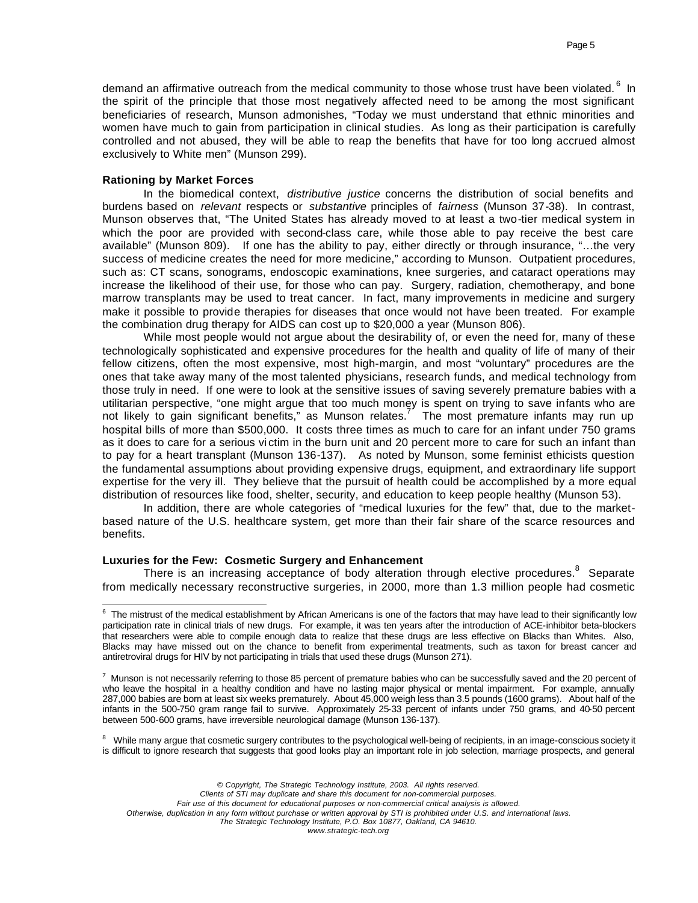demand an affirmative outreach from the medical community to those whose trust have been violated.[6] In the spirit of the principle that those most negatively affected need to be among the most significant beneficiaries of research, Munson admonishes, "Today we must understand that ethnic minorities and women have much to gain from participation in clinical studies. As long as their participation is carefully controlled and not abused, they will be able to reap the benefits that have for too long accrued almost exclusively to White men" (Munson 299).

**Rationing by Market Forces**

In the biomedical context, *distributive justice* concerns the distribution of social benefits and burdens based on *relevant* respects or *substantive* principles of *fairness* (Munson 37-38). In contrast, Munson observes that, "The United States has already moved to at least a two-tier medical system in which the poor are provided with second-class care, while those able to pay receive the best care available" (Munson 809). If one has the ability to pay, either directly or through insurance, "…the very success of medicine creates the need for more medicine," according to Munson. Outpatient procedures, such as: CT scans, sonograms, endoscopic examinations, knee surgeries, and cataract operations may increase the likelihood of their use, for those who can pay. Surgery, radiation, chemotherapy, and bone marrow transplants may be used to treat cancer. In fact, many improvements in medicine and surgery make it possible to provide therapies for diseases that once would not have been treated. For example the combination drug therapy for AIDS can cost up to $20,000 a year (Munson 806).

While most people would not argue about the desirability of, or even the need for, many of these technologically sophisticated and expensive procedures for the health and quality of life of many of their fellow citizens, often the most expensive, most high-margin, and most "voluntary" procedures are the ones that take away many of the most talented physicians, research funds, and medical technology from those truly in need. If one were to look at the sensitive issues of saving severely premature babies with a utilitarian perspective, "one might argue that too much money is spent on trying to save infants who are not likely to gain significant benefits," as Munson relates.[7] The most premature infants may run up hospital bills of more than $500,000. It costs three times as much to care for an infant under 750 grams as it does to care for a serious victim in the burn unit and 20 percent more to care for such an infant than to pay for a heart transplant (Munson 136-137). As noted by Munson, some feminist ethicists question the fundamental assumptions about providing expensive drugs, equipment, and extraordinary life support expertise for the very ill. They believe that the pursuit of health could be accomplished by a more equal distribution of resources like food, shelter, security, and education to keep people healthy (Munson 53).

In addition, there are whole categories of "medical luxuries for the few" that, due to the market-based nature of the U.S. healthcare system, get more than their fair share of the scarce resources and benefits.

**Luxuries for the Few: Cosmetic Surgery and Enhancement**

There is an increasing acceptance of body alteration through elective procedures.[8] Separate from medically necessary reconstructive surgeries, in 2000, more than 1.3 million people had cosmetic

---

[6] The mistrust of the medical establishment by African Americans is one of the factors that may have lead to their significantly low participation rate in clinical trials of new drugs. For example, it was ten years after the introduction of ACE-inhibitor beta-blockers that researchers were able to compile enough data to realize that these drugs are less effective on Blacks than Whites. Also, Blacks may have missed out on the chance to benefit from experimental treatments, such as taxon for breast cancer and antiretroviral drugs for HIV by not participating in trials that used these drugs (Munson 271).

[7] Munson is not necessarily referring to those 85 percent of premature babies who can be successfully saved and the 20 percent of who leave the hospital in a healthy condition and have no lasting major physical or mental impairment. For example, annually 287,000 babies are born at least six weeks prematurely. About 45,000 weigh less than 3.5 pounds (1600 grams). About half of the infants in the 500-750 gram range fail to survive. Approximately 25-33 percent of infants under 750 grams, and 40-50 percent between 500-600 grams, have irreversible neurological damage (Munson 136-137).

[8] While many argue that cosmetic surgery contributes to the psychological well-being of recipients, in an image-conscious society it is difficult to ignore research that suggests that good looks play an important role in job selection, marriage prospects, and general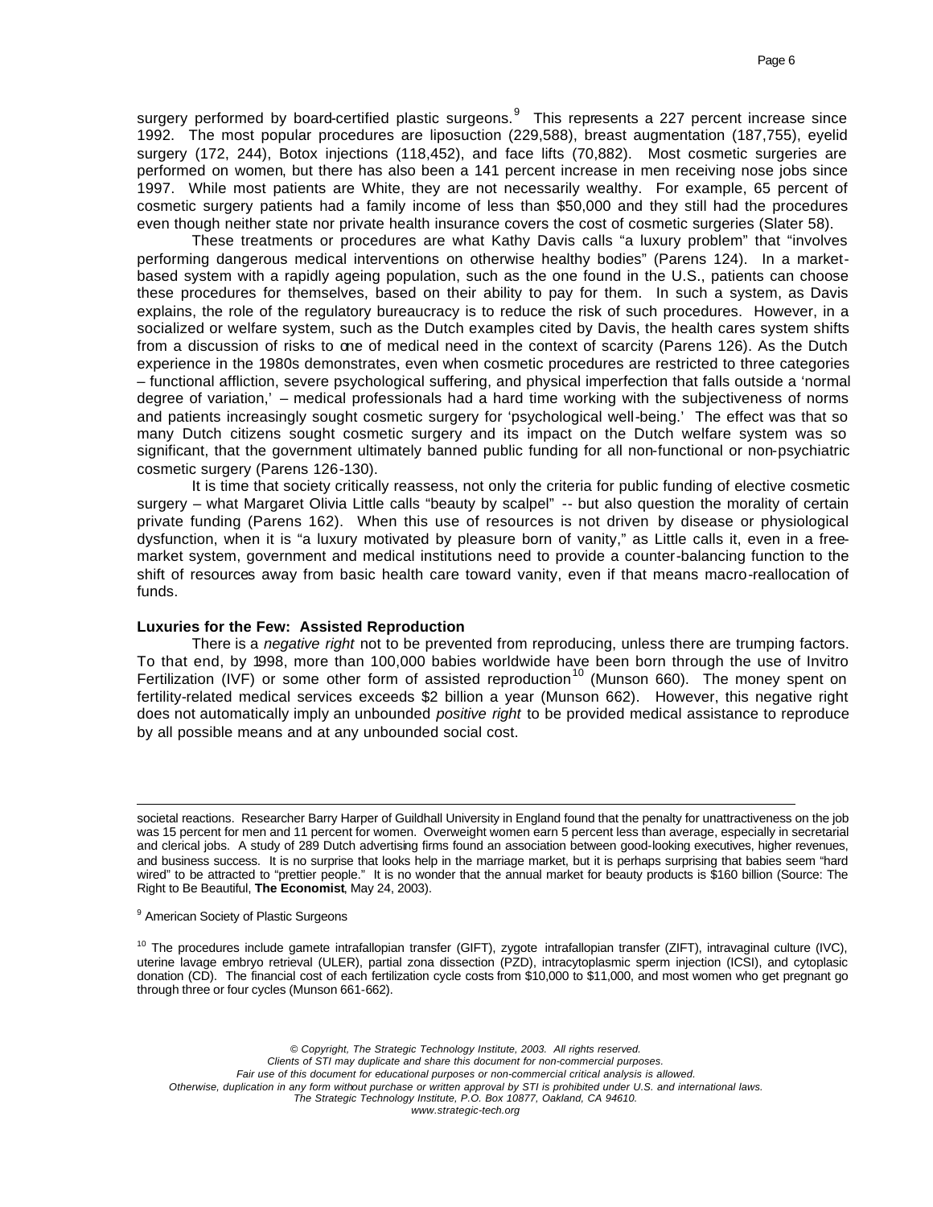surgery performed by board-certified plastic surgeons.[9] This represents a 227 percent increase since 1992. The most popular procedures are liposuction (229,588), breast augmentation (187,755), eyelid surgery (172, 244), Botox injections (118,452), and face lifts (70,882). Most cosmetic surgeries are performed on women, but there has also been a 141 percent increase in men receiving nose jobs since 1997. While most patients are White, they are not necessarily wealthy. For example, 65 percent of cosmetic surgery patients had a family income of less than $50,000 and they still had the procedures even though neither state nor private health insurance covers the cost of cosmetic surgeries (Slater 58).

These treatments or procedures are what Kathy Davis calls "a luxury problem" that "involves performing dangerous medical interventions on otherwise healthy bodies" (Parens 124). In a market-based system with a rapidly ageing population, such as the one found in the U.S., patients can choose these procedures for themselves, based on their ability to pay for them. In such a system, as Davis explains, the role of the regulatory bureaucracy is to reduce the risk of such procedures. However, in a socialized or welfare system, such as the Dutch examples cited by Davis, the health cares system shifts from a discussion of risks to one of medical need in the context of scarcity (Parens 126). As the Dutch experience in the 1980s demonstrates, even when cosmetic procedures are restricted to three categories – functional affliction, severe psychological suffering, and physical imperfection that falls outside a 'normal degree of variation,' – medical professionals had a hard time working with the subjectiveness of norms and patients increasingly sought cosmetic surgery for 'psychological well-being.' The effect was that so many Dutch citizens sought cosmetic surgery and its impact on the Dutch welfare system was so significant, that the government ultimately banned public funding for all non-functional or non-psychiatric cosmetic surgery (Parens 126-130).

It is time that society critically reassess, not only the criteria for public funding of elective cosmetic surgery – what Margaret Olivia Little calls "beauty by scalpel" -- but also question the morality of certain private funding (Parens 162). When this use of resources is not driven by disease or physiological dysfunction, when it is "a luxury motivated by pleasure born of vanity," as Little calls it, even in a free-market system, government and medical institutions need to provide a counter-balancing function to the shift of resources away from basic health care toward vanity, even if that means macro-reallocation of funds.

**Luxuries for the Few: Assisted Reproduction**

There is a *negative right* not to be prevented from reproducing, unless there are trumping factors. To that end, by 1998, more than 100,000 babies worldwide have been born through the use of Invitro Fertilization (IVF) or some other form of assisted reproduction[10] (Munson 660). The money spent on fertility-related medical services exceeds $2 billion a year (Munson 662). However, this negative right does not automatically imply an unbounded *positive right* to be provided medical assistance to reproduce by all possible means and at any unbounded social cost.

---

societal reactions. Researcher Barry Harper of Guildhall University in England found that the penalty for unattractiveness on the job was 15 percent for men and 11 percent for women. Overweight women earn 5 percent less than average, especially in secretarial and clerical jobs. A study of 289 Dutch advertising firms found an association between good-looking executives, higher revenues, and business success. It is no surprise that looks help in the marriage market, but it is perhaps surprising that babies seem "hard wired" to be attracted to "prettier people." It is no wonder that the annual market for beauty products is $160 billion (Source: The Right to Be Beautiful, **The Economist**, May 24, 2003).

[9] American Society of Plastic Surgeons

[10] The procedures include gamete intrafallopian transfer (GIFT), zygote intrafallopian transfer (ZIFT), intravaginal culture (IVC), uterine lavage embryo retrieval (ULER), partial zona dissection (PZD), intracytoplasmic sperm injection (ICSI), and cytoplasic donation (CD). The financial cost of each fertilization cycle costs from $10,000 to $11,000, and most women who get pregnant go through three or four cycles (Munson 661-662).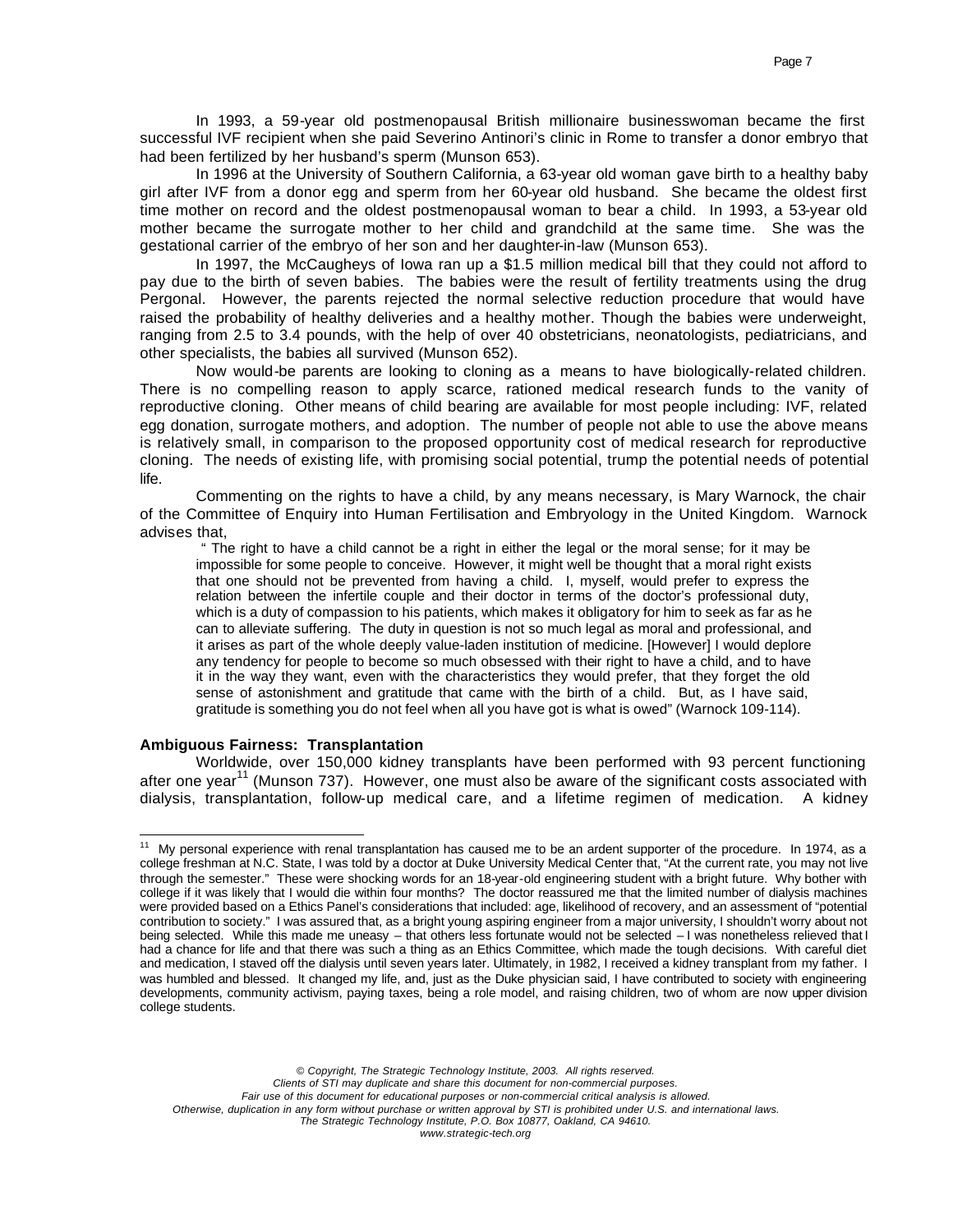In 1993, a 59-year old postmenopausal British millionaire businesswoman became the first successful IVF recipient when she paid Severino Antinori's clinic in Rome to transfer a donor embryo that had been fertilized by her husband's sperm (Munson 653).

In 1996 at the University of Southern California, a 63-year old woman gave birth to a healthy baby girl after IVF from a donor egg and sperm from her 60-year old husband. She became the oldest first time mother on record and the oldest postmenopausal woman to bear a child. In 1993, a 53-year old mother became the surrogate mother to her child and grandchild at the same time. She was the gestational carrier of the embryo of her son and her daughter-in-law (Munson 653).

In 1997, the McCaugheys of Iowa ran up a $1.5 million medical bill that they could not afford to pay due to the birth of seven babies. The babies were the result of fertility treatments using the drug Pergonal. However, the parents rejected the normal selective reduction procedure that would have raised the probability of healthy deliveries and a healthy mother. Though the babies were underweight, ranging from 2.5 to 3.4 pounds, with the help of over 40 obstetricians, neonatologists, pediatricians, and other specialists, the babies all survived (Munson 652).

Now would-be parents are looking to cloning as a means to have biologically-related children. There is no compelling reason to apply scarce, rationed medical research funds to the vanity of reproductive cloning. Other means of child bearing are available for most people including: IVF, related egg donation, surrogate mothers, and adoption. The number of people not able to use the above means is relatively small, in comparison to the proposed opportunity cost of medical research for reproductive cloning. The needs of existing life, with promising social potential, trump the potential needs of potential life.

Commenting on the rights to have a child, by any means necessary, is Mary Warnock, the chair of the Committee of Enquiry into Human Fertilisation and Embryology in the United Kingdom. Warnock advises that,

> " The right to have a child cannot be a right in either the legal or the moral sense; for it may be impossible for some people to conceive. However, it might well be thought that a moral right exists that one should not be prevented from having a child. I, myself, would prefer to express the relation between the infertile couple and their doctor in terms of the doctor's professional duty, which is a duty of compassion to his patients, which makes it obligatory for him to seek as far as he can to alleviate suffering. The duty in question is not so much legal as moral and professional, and it arises as part of the whole deeply value-laden institution of medicine. [However] I would deplore any tendency for people to become so much obsessed with their right to have a child, and to have it in the way they want, even with the characteristics they would prefer, that they forget the old sense of astonishment and gratitude that came with the birth of a child. But, as I have said, gratitude is something you do not feel when all you have got is what is owed" (Warnock 109-114).

### Ambiguous Fairness: Transplantation

Worldwide, over 150,000 kidney transplants have been performed with 93 percent functioning after one year[11] (Munson 737). However, one must also be aware of the significant costs associated with dialysis, transplantation, follow-up medical care, and a lifetime regimen of medication. A kidney

---

[11] My personal experience with renal transplantation has caused me to be an ardent supporter of the procedure. In 1974, as a college freshman at N.C. State, I was told by a doctor at Duke University Medical Center that, "At the current rate, you may not live through the semester." These were shocking words for an 18-year-old engineering student with a bright future. Why bother with college if it was likely that I would die within four months? The doctor reassured me that the limited number of dialysis machines were provided based on a Ethics Panel's considerations that included: age, likelihood of recovery, and an assessment of "potential contribution to society." I was assured that, as a bright young aspiring engineer from a major university, I shouldn't worry about not being selected. While this made me uneasy – that others less fortunate would not be selected – I was nonetheless relieved that I had a chance for life and that there was such a thing as an Ethics Committee, which made the tough decisions. With careful diet and medication, I staved off the dialysis until seven years later. Ultimately, in 1982, I received a kidney transplant from my father. I was humbled and blessed. It changed my life, and, just as the Duke physician said, I have contributed to society with engineering developments, community activism, paying taxes, being a role model, and raising children, two of whom are now upper division college students.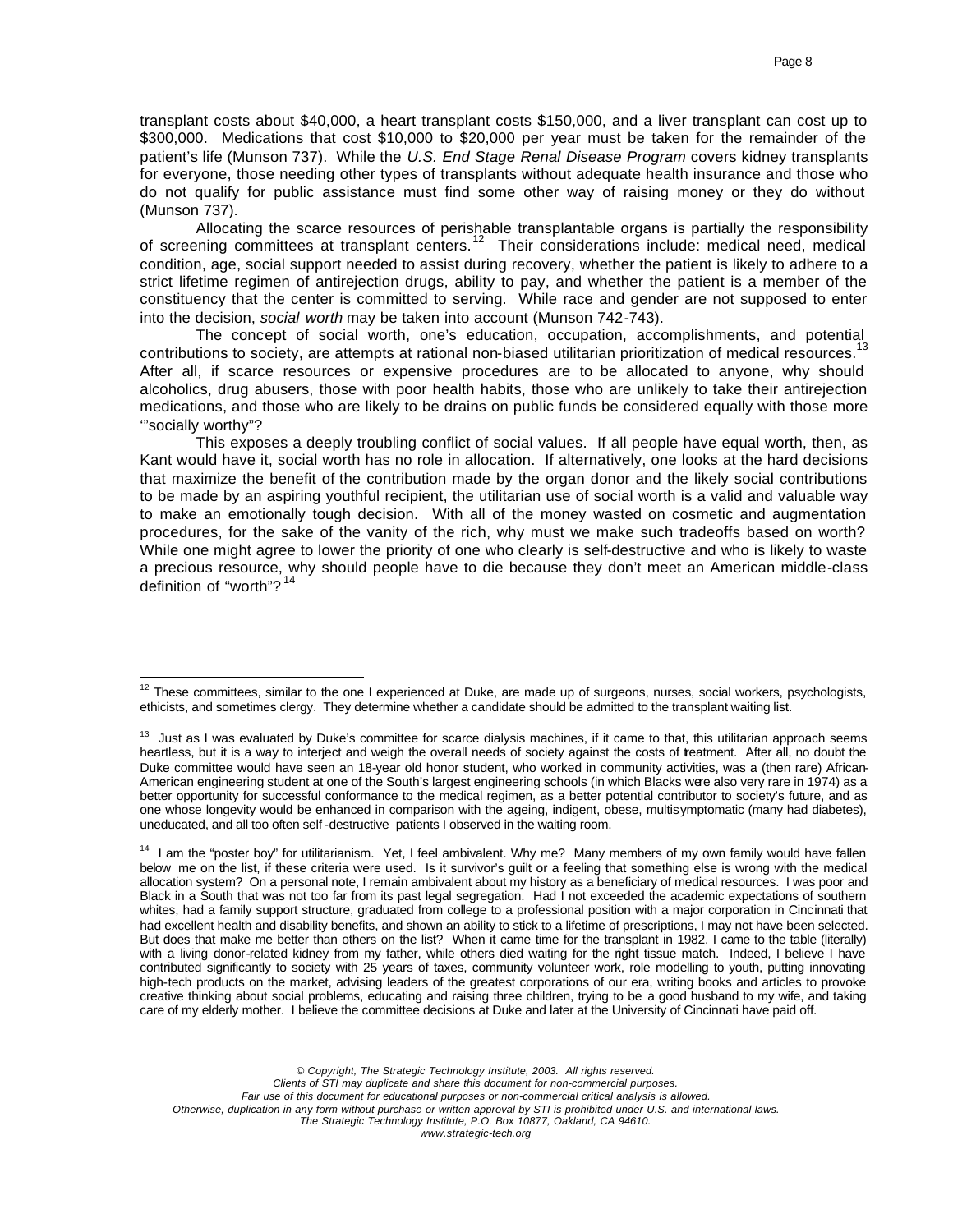transplant costs about $40,000, a heart transplant costs $150,000, and a liver transplant can cost up to $300,000. Medications that cost $10,000 to $20,000 per year must be taken for the remainder of the patient's life (Munson 737). While the *U.S. End Stage Renal Disease Program* covers kidney transplants for everyone, those needing other types of transplants without adequate health insurance and those who do not qualify for public assistance must find some other way of raising money or they do without (Munson 737).

Allocating the scarce resources of perishable transplantable organs is partially the responsibility of screening committees at transplant centers.[12] Their considerations include: medical need, medical condition, age, social support needed to assist during recovery, whether the patient is likely to adhere to a strict lifetime regimen of antirejection drugs, ability to pay, and whether the patient is a member of the constituency that the center is committed to serving. While race and gender are not supposed to enter into the decision, *social worth* may be taken into account (Munson 742-743).

The concept of social worth, one's education, occupation, accomplishments, and potential contributions to society, are attempts at rational non-biased utilitarian prioritization of medical resources.[13] After all, if scarce resources or expensive procedures are to be allocated to anyone, why should alcoholics, drug abusers, those with poor health habits, those who are unlikely to take their antirejection medications, and those who are likely to be drains on public funds be considered equally with those more '"socially worthy"?

This exposes a deeply troubling conflict of social values. If all people have equal worth, then, as Kant would have it, social worth has no role in allocation. If alternatively, one looks at the hard decisions that maximize the benefit of the contribution made by the organ donor and the likely social contributions to be made by an aspiring youthful recipient, the utilitarian use of social worth is a valid and valuable way to make an emotionally tough decision. With all of the money wasted on cosmetic and augmentation procedures, for the sake of the vanity of the rich, why must we make such tradeoffs based on worth? While one might agree to lower the priority of one who clearly is self-destructive and who is likely to waste a precious resource, why should people have to die because they don't meet an American middle-class definition of "worth"?[14]

---

[12] These committees, similar to the one I experienced at Duke, are made up of surgeons, nurses, social workers, psychologists, ethicists, and sometimes clergy. They determine whether a candidate should be admitted to the transplant waiting list.

[13] Just as I was evaluated by Duke's committee for scarce dialysis machines, if it came to that, this utilitarian approach seems heartless, but it is a way to interject and weigh the overall needs of society against the costs of treatment. After all, no doubt the Duke committee would have seen an 18-year old honor student, who worked in community activities, was a (then rare) African-American engineering student at one of the South's largest engineering schools (in which Blacks were also very rare in 1974) as a better opportunity for successful conformance to the medical regimen, as a better potential contributor to society's future, and as one whose longevity would be enhanced in comparison with the ageing, indigent, obese, multisymptomatic (many had diabetes), uneducated, and all too often self-destructive patients I observed in the waiting room.

[14] I am the "poster boy" for utilitarianism. Yet, I feel ambivalent. Why me? Many members of my own family would have fallen below me on the list, if these criteria were used. Is it survivor's guilt or a feeling that something else is wrong with the medical allocation system? On a personal note, I remain ambivalent about my history as a beneficiary of medical resources. I was poor and Black in a South that was not too far from its past legal segregation. Had I not exceeded the academic expectations of southern whites, had a family support structure, graduated from college to a professional position with a major corporation in Cincinnati that had excellent health and disability benefits, and shown an ability to stick to a lifetime of prescriptions, I may not have been selected. But does that make me better than others on the list? When it came time for the transplant in 1982, I came to the table (literally) with a living donor-related kidney from my father, while others died waiting for the right tissue match. Indeed, I believe I have contributed significantly to society with 25 years of taxes, community volunteer work, role modelling to youth, putting innovating high-tech products on the market, advising leaders of the greatest corporations of our era, writing books and articles to provoke creative thinking about social problems, educating and raising three children, trying to be a good husband to my wife, and taking care of my elderly mother. I believe the committee decisions at Duke and later at the University of Cincinnati have paid off.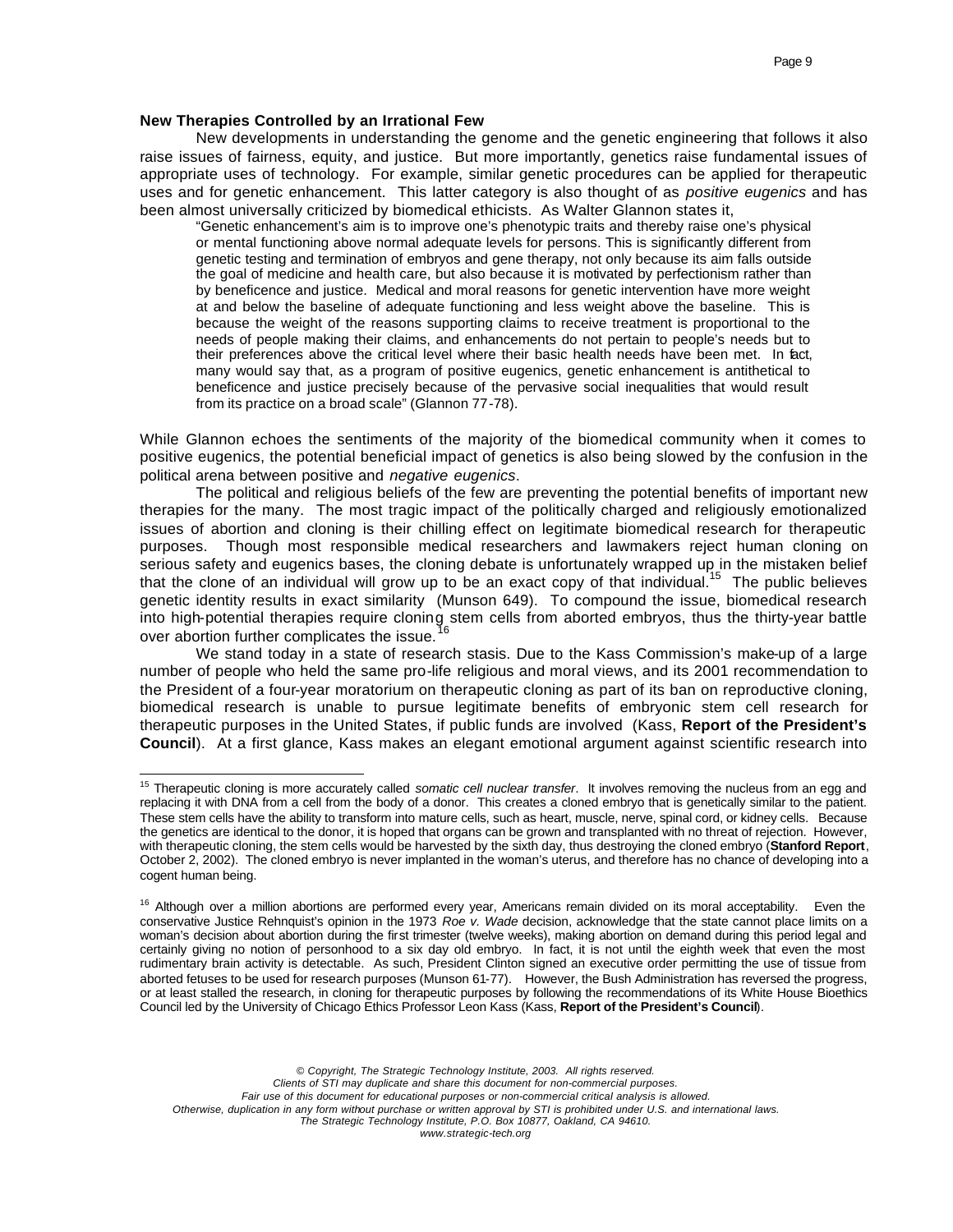**New Therapies Controlled by an Irrational Few**

New developments in understanding the genome and the genetic engineering that follows it also raise issues of fairness, equity, and justice. But more importantly, genetics raise fundamental issues of appropriate uses of technology. For example, similar genetic procedures can be applied for therapeutic uses and for genetic enhancement. This latter category is also thought of as *positive eugenics* and has been almost universally criticized by biomedical ethicists. As Walter Glannon states it,

> "Genetic enhancement's aim is to improve one's phenotypic traits and thereby raise one's physical or mental functioning above normal adequate levels for persons. This is significantly different from genetic testing and termination of embryos and gene therapy, not only because its aim falls outside the goal of medicine and health care, but also because it is motivated by perfectionism rather than by beneficence and justice. Medical and moral reasons for genetic intervention have more weight at and below the baseline of adequate functioning and less weight above the baseline. This is because the weight of the reasons supporting claims to receive treatment is proportional to the needs of people making their claims, and enhancements do not pertain to people's needs but to their preferences above the critical level where their basic health needs have been met. In fact, many would say that, as a program of positive eugenics, genetic enhancement is antithetical to beneficence and justice precisely because of the pervasive social inequalities that would result from its practice on a broad scale" (Glannon 77-78).

While Glannon echoes the sentiments of the majority of the biomedical community when it comes to positive eugenics, the potential beneficial impact of genetics is also being slowed by the confusion in the political arena between positive and *negative eugenics*.

The political and religious beliefs of the few are preventing the potential benefits of important new therapies for the many. The most tragic impact of the politically charged and religiously emotionalized issues of abortion and cloning is their chilling effect on legitimate biomedical research for therapeutic purposes. Though most responsible medical researchers and lawmakers reject human cloning on serious safety and eugenics bases, the cloning debate is unfortunately wrapped up in the mistaken belief that the clone of an individual will grow up to be an exact copy of that individual.[15] The public believes genetic identity results in exact similarity (Munson 649). To compound the issue, biomedical research into high-potential therapies require cloning stem cells from aborted embryos, thus the thirty-year battle over abortion further complicates the issue.[16]

We stand today in a state of research stasis. Due to the Kass Commission's make-up of a large number of people who held the same pro-life religious and moral views, and its 2001 recommendation to the President of a four-year moratorium on therapeutic cloning as part of its ban on reproductive cloning, biomedical research is unable to pursue legitimate benefits of embryonic stem cell research for therapeutic purposes in the United States, if public funds are involved (Kass, **Report of the President's Council**). At a first glance, Kass makes an elegant emotional argument against scientific research into

---

[15] Therapeutic cloning is more accurately called *somatic cell nuclear transfer*. It involves removing the nucleus from an egg and replacing it with DNA from a cell from the body of a donor. This creates a cloned embryo that is genetically similar to the patient. These stem cells have the ability to transform into mature cells, such as heart, muscle, nerve, spinal cord, or kidney cells. Because the genetics are identical to the donor, it is hoped that organs can be grown and transplanted with no threat of rejection. However, with therapeutic cloning, the stem cells would be harvested by the sixth day, thus destroying the cloned embryo (**Stanford Report**, October 2, 2002). The cloned embryo is never implanted in the woman's uterus, and therefore has no chance of developing into a cogent human being.

[16] Although over a million abortions are performed every year, Americans remain divided on its moral acceptability. Even the conservative Justice Rehnquist's opinion in the 1973 *Roe v. Wade* decision, acknowledge that the state cannot place limits on a woman's decision about abortion during the first trimester (twelve weeks), making abortion on demand during this period legal and certainly giving no notion of personhood to a six day old embryo. In fact, it is not until the eighth week that even the most rudimentary brain activity is detectable. As such, President Clinton signed an executive order permitting the use of tissue from aborted fetuses to be used for research purposes (Munson 61-77). However, the Bush Administration has reversed the progress, or at least stalled the research, in cloning for therapeutic purposes by following the recommendations of its White House Bioethics Council led by the University of Chicago Ethics Professor Leon Kass (Kass, **Report of the President's Council**).

*© Copyright, The Strategic Technology Institute, 2003. All rights reserved.*
*Clients of STI may duplicate and share this document for non-commercial purposes.*
*Fair use of this document for educational purposes or non-commercial critical analysis is allowed.*
*Otherwise, duplication in any form without purchase or written approval by STI is prohibited under U.S. and international laws.*
*The Strategic Technology Institute, P.O. Box 10877, Oakland, CA 94610.*
*www.strategic-tech.org*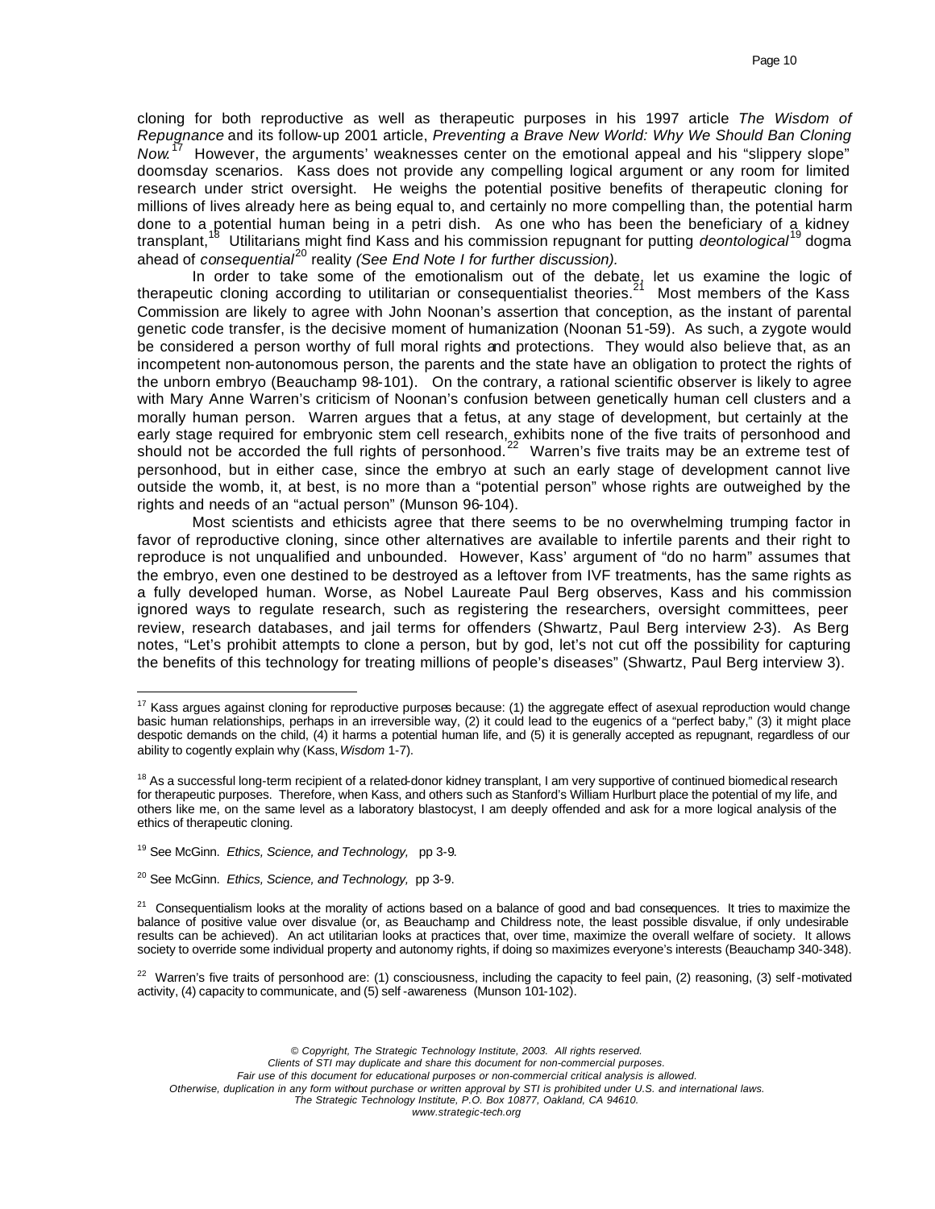cloning for both reproductive as well as therapeutic purposes in his 1997 article *The Wisdom of Repugnance* and its follow-up 2001 article, *Preventing a Brave New World: Why We Should Ban Cloning Now*.[17] However, the arguments' weaknesses center on the emotional appeal and his "slippery slope" doomsday scenarios. Kass does not provide any compelling logical argument or any room for limited research under strict oversight. He weighs the potential positive benefits of therapeutic cloning for millions of lives already here as being equal to, and certainly no more compelling than, the potential harm done to a potential human being in a petri dish. As one who has been the beneficiary of a kidney transplant,[18] Utilitarians might find Kass and his commission repugnant for putting *deontological*[19] dogma ahead of *consequential*[20] reality *(See End Note I for further discussion).*

In order to take some of the emotionalism out of the debate, let us examine the logic of therapeutic cloning according to utilitarian or consequentialist theories.[21] Most members of the Kass Commission are likely to agree with John Noonan's assertion that conception, as the instant of parental genetic code transfer, is the decisive moment of humanization (Noonan 51-59). As such, a zygote would be considered a person worthy of full moral rights and protections. They would also believe that, as an incompetent non-autonomous person, the parents and the state have an obligation to protect the rights of the unborn embryo (Beauchamp 98-101). On the contrary, a rational scientific observer is likely to agree with Mary Anne Warren's criticism of Noonan's confusion between genetically human cell clusters and a morally human person. Warren argues that a fetus, at any stage of development, but certainly at the early stage required for embryonic stem cell research, exhibits none of the five traits of personhood and should not be accorded the full rights of personhood.[22] Warren's five traits may be an extreme test of personhood, but in either case, since the embryo at such an early stage of development cannot live outside the womb, it, at best, is no more than a "potential person" whose rights are outweighed by the rights and needs of an "actual person" (Munson 96-104).

Most scientists and ethicists agree that there seems to be no overwhelming trumping factor in favor of reproductive cloning, since other alternatives are available to infertile parents and their right to reproduce is not unqualified and unbounded. However, Kass' argument of "do no harm" assumes that the embryo, even one destined to be destroyed as a leftover from IVF treatments, has the same rights as a fully developed human. Worse, as Nobel Laureate Paul Berg observes, Kass and his commission ignored ways to regulate research, such as registering the researchers, oversight committees, peer review, research databases, and jail terms for offenders (Shwartz, Paul Berg interview 2-3). As Berg notes, "Let's prohibit attempts to clone a person, but by god, let's not cut off the possibility for capturing the benefits of this technology for treating millions of people's diseases" (Shwartz, Paul Berg interview 3).

---

[17] Kass argues against cloning for reproductive purposes because: (1) the aggregate effect of asexual reproduction would change basic human relationships, perhaps in an irreversible way, (2) it could lead to the eugenics of a "perfect baby," (3) it might place despotic demands on the child, (4) it harms a potential human life, and (5) it is generally accepted as repugnant, regardless of our ability to cogently explain why (Kass, *Wisdom* 1-7).

[18] As a successful long-term recipient of a related-donor kidney transplant, I am very supportive of continued biomedical research for therapeutic purposes. Therefore, when Kass, and others such as Stanford's William Hurlburt place the potential of my life, and others like me, on the same level as a laboratory blastocyst, I am deeply offended and ask for a more logical analysis of the ethics of therapeutic cloning.

[19] See McGinn. *Ethics, Science, and Technology,* pp 3-9.

[20] See McGinn. *Ethics, Science, and Technology,* pp 3-9.

[21] Consequentialism looks at the morality of actions based on a balance of good and bad consequences. It tries to maximize the balance of positive value over disvalue (or, as Beauchamp and Childress note, the least possible disvalue, if only undesirable results can be achieved). An act utilitarian looks at practices that, over time, maximize the overall welfare of society. It allows society to override some individual property and autonomy rights, if doing so maximizes everyone's interests (Beauchamp 340-348).

[22] Warren's five traits of personhood are: (1) consciousness, including the capacity to feel pain, (2) reasoning, (3) self-motivated activity, (4) capacity to communicate, and (5) self-awareness (Munson 101-102).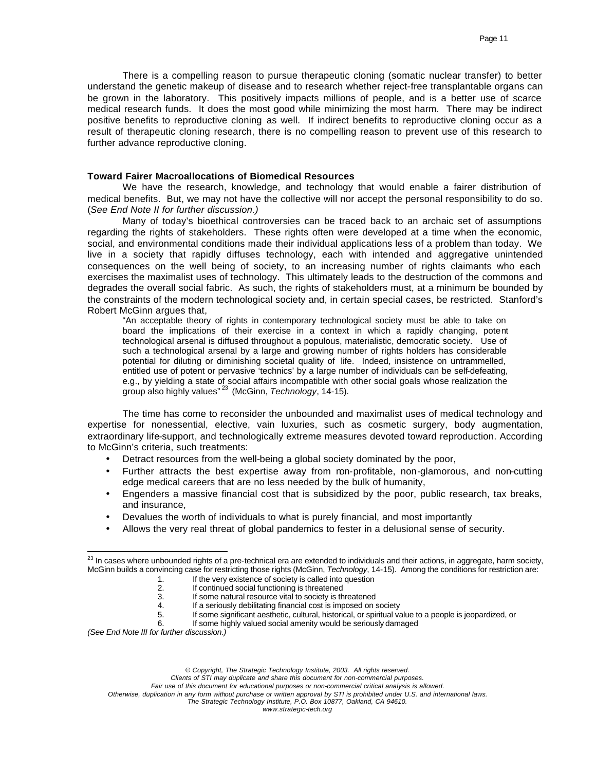There is a compelling reason to pursue therapeutic cloning (somatic nuclear transfer) to better understand the genetic makeup of disease and to research whether reject-free transplantable organs can be grown in the laboratory. This positively impacts millions of people, and is a better use of scarce medical research funds. It does the most good while minimizing the most harm. There may be indirect positive benefits to reproductive cloning as well. If indirect benefits to reproductive cloning occur as a result of therapeutic cloning research, there is no compelling reason to prevent use of this research to further advance reproductive cloning.

**Toward Fairer Macroallocations of Biomedical Resources**

We have the research, knowledge, and technology that would enable a fairer distribution of medical benefits. But, we may not have the collective will nor accept the personal responsibility to do so. (*See End Note II for further discussion.)*

Many of today's bioethical controversies can be traced back to an archaic set of assumptions regarding the rights of stakeholders. These rights often were developed at a time when the economic, social, and environmental conditions made their individual applications less of a problem than today. We live in a society that rapidly diffuses technology, each with intended and aggregative unintended consequences on the well being of society, to an increasing number of rights claimants who each exercises the maximalist uses of technology. This ultimately leads to the destruction of the commons and degrades the overall social fabric. As such, the rights of stakeholders must, at a minimum be bounded by the constraints of the modern technological society and, in certain special cases, be restricted. Stanford's Robert McGinn argues that,

> "An acceptable theory of rights in contemporary technological society must be able to take on board the implications of their exercise in a context in which a rapidly changing, potent technological arsenal is diffused throughout a populous, materialistic, democratic society. Use of such a technological arsenal by a large and growing number of rights holders has considerable potential for diluting or diminishing societal quality of life. Indeed, insistence on untrammelled, entitled use of potent or pervasive 'technics' by a large number of individuals can be self-defeating, e.g., by yielding a state of social affairs incompatible with other social goals whose realization the group also highly values"[23] (McGinn, *Technology*, 14-15).

The time has come to reconsider the unbounded and maximalist uses of medical technology and expertise for nonessential, elective, vain luxuries, such as cosmetic surgery, body augmentation, extraordinary life-support, and technologically extreme measures devoted toward reproduction. According to McGinn's criteria, such treatments:

- Detract resources from the well-being a global society dominated by the poor,
- Further attracts the best expertise away from non-profitable, non-glamorous, and non-cutting edge medical careers that are no less needed by the bulk of humanity,
- Engenders a massive financial cost that is subsidized by the poor, public research, tax breaks, and insurance,
- Devalues the worth of individuals to what is purely financial, and most importantly
- Allows the very real threat of global pandemics to fester in a delusional sense of security.

---

[23] In cases where unbounded rights of a pre-technical era are extended to individuals and their actions, in aggregate, harm society, McGinn builds a convincing case for restricting those rights (McGinn, *Technology*, 14-15). Among the conditions for restriction are:

1. If the very existence of society is called into question
2. If continued social functioning is threatened
3. If some natural resource vital to society is threatened
4. If a seriously debilitating financial cost is imposed on society
5. If some significant aesthetic, cultural, historical, or spiritual value to a people is jeopardized, or
6. If some highly valued social amenity would be seriously damaged

*(See End Note III for further discussion.)*

*© Copyright, The Strategic Technology Institute, 2003. All rights reserved.*
*Clients of STI may duplicate and share this document for non-commercial purposes.*
*Fair use of this document for educational purposes or non-commercial critical analysis is allowed.*
*Otherwise, duplication in any form without purchase or written approval by STI is prohibited under U.S. and international laws.*
*The Strategic Technology Institute, P.O. Box 10877, Oakland, CA 94610.*
*www.strategic-tech.org*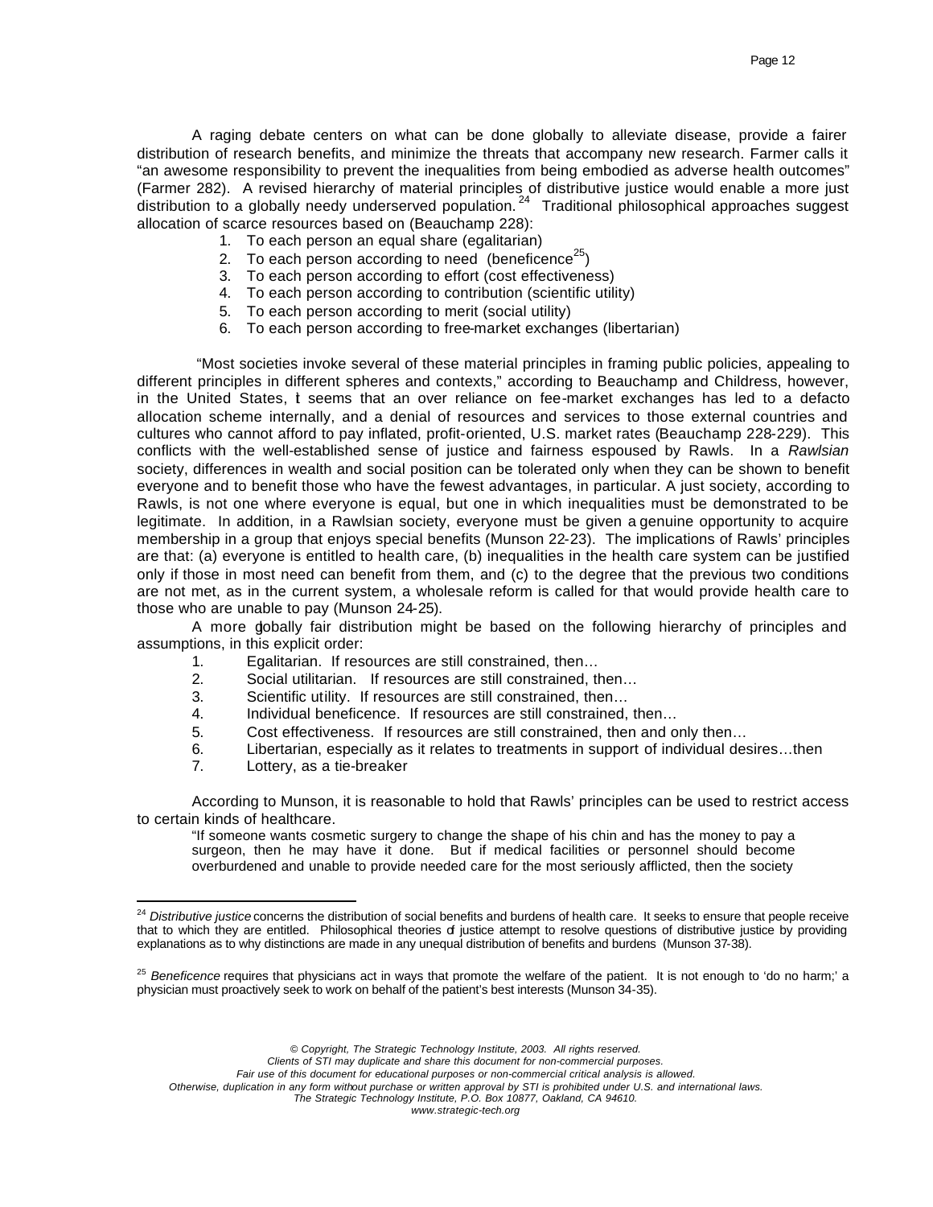A raging debate centers on what can be done globally to alleviate disease, provide a fairer distribution of research benefits, and minimize the threats that accompany new research. Farmer calls it "an awesome responsibility to prevent the inequalities from being embodied as adverse health outcomes" (Farmer 282). A revised hierarchy of material principles of distributive justice would enable a more just distribution to a globally needy underserved population.[24] Traditional philosophical approaches suggest allocation of scarce resources based on (Beauchamp 228):

1. To each person an equal share (egalitarian)
2. To each person according to need (beneficence[25])
3. To each person according to effort (cost effectiveness)
4. To each person according to contribution (scientific utility)
5. To each person according to merit (social utility)
6. To each person according to free-market exchanges (libertarian)

"Most societies invoke several of these material principles in framing public policies, appealing to different principles in different spheres and contexts," according to Beauchamp and Childress, however, in the United States, it seems that an over reliance on fee-market exchanges has led to a defacto allocation scheme internally, and a denial of resources and services to those external countries and cultures who cannot afford to pay inflated, profit-oriented, U.S. market rates (Beauchamp 228-229). This conflicts with the well-established sense of justice and fairness espoused by Rawls. In a *Rawlsian* society, differences in wealth and social position can be tolerated only when they can be shown to benefit everyone and to benefit those who have the fewest advantages, in particular. A just society, according to Rawls, is not one where everyone is equal, but one in which inequalities must be demonstrated to be legitimate. In addition, in a Rawlsian society, everyone must be given a genuine opportunity to acquire membership in a group that enjoys special benefits (Munson 22-23). The implications of Rawls' principles are that: (a) everyone is entitled to health care, (b) inequalities in the health care system can be justified only if those in most need can benefit from them, and (c) to the degree that the previous two conditions are not met, as in the current system, a wholesale reform is called for that would provide health care to those who are unable to pay (Munson 24-25).

A more globally fair distribution might be based on the following hierarchy of principles and assumptions, in this explicit order:

1. Egalitarian. If resources are still constrained, then…
2. Social utilitarian. If resources are still constrained, then…
3. Scientific utility. If resources are still constrained, then…
4. Individual beneficence. If resources are still constrained, then…
5. Cost effectiveness. If resources are still constrained, then and only then…
6. Libertarian, especially as it relates to treatments in support of individual desires…then
7. Lottery, as a tie-breaker

According to Munson, it is reasonable to hold that Rawls' principles can be used to restrict access to certain kinds of healthcare.

> "If someone wants cosmetic surgery to change the shape of his chin and has the money to pay a surgeon, then he may have it done. But if medical facilities or personnel should become overburdened and unable to provide needed care for the most seriously afflicted, then the society

---

[24] *Distributive justice* concerns the distribution of social benefits and burdens of health care. It seeks to ensure that people receive that to which they are entitled. Philosophical theories of justice attempt to resolve questions of distributive justice by providing explanations as to why distinctions are made in any unequal distribution of benefits and burdens (Munson 37-38).

[25] *Beneficence* requires that physicians act in ways that promote the welfare of the patient. It is not enough to 'do no harm;' a physician must proactively seek to work on behalf of the patient's best interests (Munson 34-35).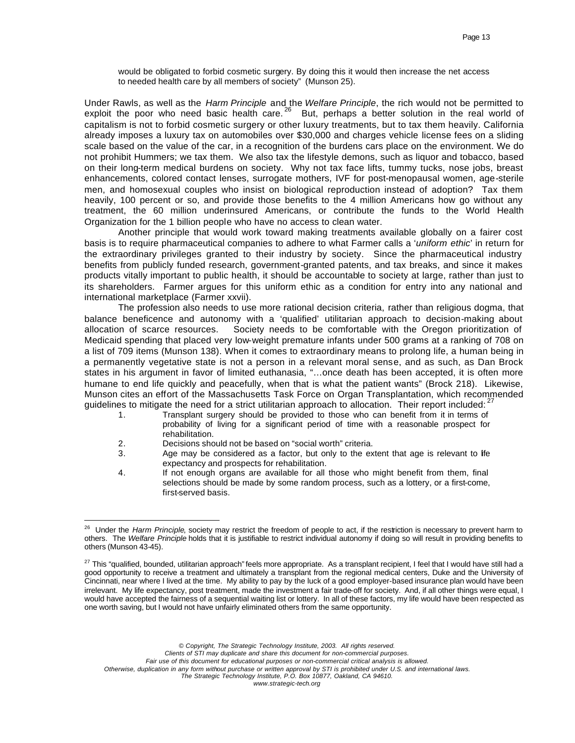would be obligated to forbid cosmetic surgery. By doing this it would then increase the net access to needed health care by all members of society" (Munson 25).

Under Rawls, as well as the *Harm Principle* and the *Welfare Principle*, the rich would not be permitted to exploit the poor who need basic health care.[26] But, perhaps a better solution in the real world of capitalism is not to forbid cosmetic surgery or other luxury treatments, but to tax them heavily. California already imposes a luxury tax on automobiles over $30,000 and charges vehicle license fees on a sliding scale based on the value of the car, in a recognition of the burdens cars place on the environment. We do not prohibit Hummers; we tax them. We also tax the lifestyle demons, such as liquor and tobacco, based on their long-term medical burdens on society. Why not tax face lifts, tummy tucks, nose jobs, breast enhancements, colored contact lenses, surrogate mothers, IVF for post-menopausal women, age-sterile men, and homosexual couples who insist on biological reproduction instead of adoption? Tax them heavily, 100 percent or so, and provide those benefits to the 4 million Americans how go without any treatment, the 60 million underinsured Americans, or contribute the funds to the World Health Organization for the 1 billion people who have no access to clean water.

Another principle that would work toward making treatments available globally on a fairer cost basis is to require pharmaceutical companies to adhere to what Farmer calls a '*uniform ethic*' in return for the extraordinary privileges granted to their industry by society. Since the pharmaceutical industry benefits from publicly funded research, government-granted patents, and tax breaks, and since it makes products vitally important to public health, it should be accountable to society at large, rather than just to its shareholders. Farmer argues for this uniform ethic as a condition for entry into any national and international marketplace (Farmer xxvii).

The profession also needs to use more rational decision criteria, rather than religious dogma, that balance beneficence and autonomy with a 'qualified' utilitarian approach to decision-making about allocation of scarce resources. Society needs to be comfortable with the Oregon prioritization of Medicaid spending that placed very low-weight premature infants under 500 grams at a ranking of 708 on a list of 709 items (Munson 138). When it comes to extraordinary means to prolong life, a human being in a permanently vegetative state is not a person in a relevant moral sense, and as such, as Dan Brock states in his argument in favor of limited euthanasia, "…once death has been accepted, it is often more humane to end life quickly and peacefully, when that is what the patient wants" (Brock 218). Likewise, Munson cites an effort of the Massachusetts Task Force on Organ Transplantation, which recommended guidelines to mitigate the need for a strict utilitarian approach to allocation. Their report included:[27]

1. Transplant surgery should be provided to those who can benefit from it in terms of probability of living for a significant period of time with a reasonable prospect for rehabilitation.
2. Decisions should not be based on "social worth" criteria.
3. Age may be considered as a factor, but only to the extent that age is relevant to life expectancy and prospects for rehabilitation.
4. If not enough organs are available for all those who might benefit from them, final selections should be made by some random process, such as a lottery, or a first-come, first-served basis.

---

[26] Under the *Harm Principle*, society may restrict the freedom of people to act, if the restriction is necessary to prevent harm to others. The *Welfare Principle* holds that it is justifiable to restrict individual autonomy if doing so will result in providing benefits to others (Munson 43-45).

[27] This "qualified, bounded, utilitarian approach" feels more appropriate. As a transplant recipient, I feel that I would have still had a good opportunity to receive a treatment and ultimately a transplant from the regional medical centers, Duke and the University of Cincinnati, near where I lived at the time. My ability to pay by the luck of a good employer-based insurance plan would have been irrelevant. My life expectancy, post treatment, made the investment a fair trade-off for society. And, if all other things were equal, I would have accepted the fairness of a sequential waiting list or lottery. In all of these factors, my life would have been respected as one worth saving, but I would not have unfairly eliminated others from the same opportunity.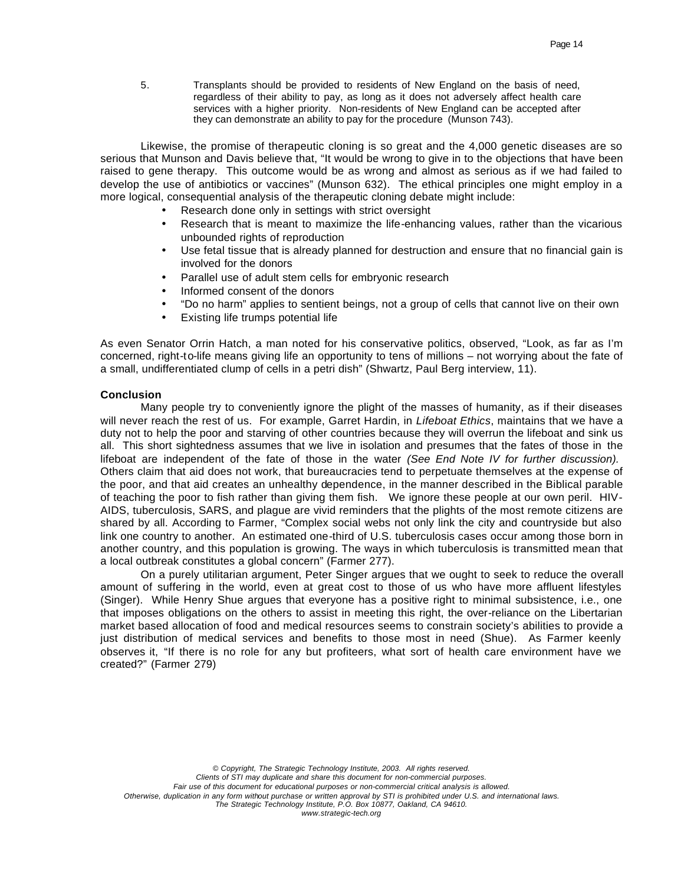5. Transplants should be provided to residents of New England on the basis of need, regardless of their ability to pay, as long as it does not adversely affect health care services with a higher priority. Non-residents of New England can be accepted after they can demonstrate an ability to pay for the procedure (Munson 743).

Likewise, the promise of therapeutic cloning is so great and the 4,000 genetic diseases are so serious that Munson and Davis believe that, "It would be wrong to give in to the objections that have been raised to gene therapy. This outcome would be as wrong and almost as serious as if we had failed to develop the use of antibiotics or vaccines" (Munson 632). The ethical principles one might employ in a more logical, consequential analysis of the therapeutic cloning debate might include:

- Research done only in settings with strict oversight
- Research that is meant to maximize the life-enhancing values, rather than the vicarious unbounded rights of reproduction
- Use fetal tissue that is already planned for destruction and ensure that no financial gain is involved for the donors
- Parallel use of adult stem cells for embryonic research
- Informed consent of the donors
- "Do no harm" applies to sentient beings, not a group of cells that cannot live on their own
- Existing life trumps potential life

As even Senator Orrin Hatch, a man noted for his conservative politics, observed, "Look, as far as I'm concerned, right-to-life means giving life an opportunity to tens of millions – not worrying about the fate of a small, undifferentiated clump of cells in a petri dish" (Shwartz, Paul Berg interview, 11).

**Conclusion**

Many people try to conveniently ignore the plight of the masses of humanity, as if their diseases will never reach the rest of us. For example, Garret Hardin, in *Lifeboat Ethics*, maintains that we have a duty not to help the poor and starving of other countries because they will overrun the lifeboat and sink us all. This short sightedness assumes that we live in isolation and presumes that the fates of those in the lifeboat are independent of the fate of those in the water *(See End Note IV for further discussion).* Others claim that aid does not work, that bureaucracies tend to perpetuate themselves at the expense of the poor, and that aid creates an unhealthy dependence, in the manner described in the Biblical parable of teaching the poor to fish rather than giving them fish. We ignore these people at our own peril. HIV-AIDS, tuberculosis, SARS, and plague are vivid reminders that the plights of the most remote citizens are shared by all. According to Farmer, "Complex social webs not only link the city and countryside but also link one country to another. An estimated one-third of U.S. tuberculosis cases occur among those born in another country, and this population is growing. The ways in which tuberculosis is transmitted mean that a local outbreak constitutes a global concern" (Farmer 277).

On a purely utilitarian argument, Peter Singer argues that we ought to seek to reduce the overall amount of suffering in the world, even at great cost to those of us who have more affluent lifestyles (Singer). While Henry Shue argues that everyone has a positive right to minimal subsistence, i.e., one that imposes obligations on the others to assist in meeting this right, the over-reliance on the Libertarian market based allocation of food and medical resources seems to constrain society's abilities to provide a just distribution of medical services and benefits to those most in need (Shue). As Farmer keenly observes it, "If there is no role for any but profiteers, what sort of health care environment have we created?" (Farmer 279)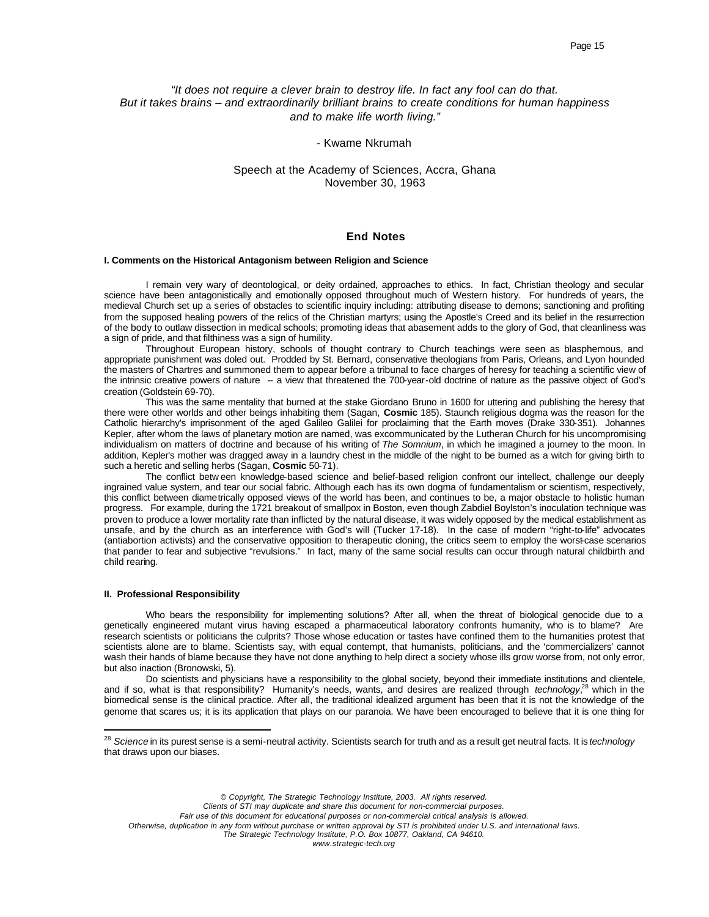*"It does not require a clever brain to destroy life. In fact any fool can do that. But it takes brains – and extraordinarily brilliant brains to create conditions for human happiness and to make life worth living."*

- Kwame Nkrumah

Speech at the Academy of Sciences, Accra, Ghana
November 30, 1963

## End Notes

### I. Comments on the Historical Antagonism between Religion and Science

I remain very wary of deontological, or deity ordained, approaches to ethics. In fact, Christian theology and secular science have been antagonistically and emotionally opposed throughout much of Western history. For hundreds of years, the medieval Church set up a series of obstacles to scientific inquiry including: attributing disease to demons; sanctioning and profiting from the supposed healing powers of the relics of the Christian martyrs; using the Apostle's Creed and its belief in the resurrection of the body to outlaw dissection in medical schools; promoting ideas that abasement adds to the glory of God, that cleanliness was a sign of pride, and that filthiness was a sign of humility.

Throughout European history, schools of thought contrary to Church teachings were seen as blasphemous, and appropriate punishment was doled out. Prodded by St. Bernard, conservative theologians from Paris, Orleans, and Lyon hounded the masters of Chartres and summoned them to appear before a tribunal to face charges of heresy for teaching a scientific view of the intrinsic creative powers of nature -- a view that threatened the 700-year-old doctrine of nature as the passive object of God's creation (Goldstein 69-70).

This was the same mentality that burned at the stake Giordano Bruno in 1600 for uttering and publishing the heresy that there were other worlds and other beings inhabiting them (Sagan, **Cosmic** 185). Staunch religious dogma was the reason for the Catholic hierarchy's imprisonment of the aged Galileo Galilei for proclaiming that the Earth moves (Drake 330-351). Johannes Kepler, after whom the laws of planetary motion are named, was excommunicated by the Lutheran Church for his uncompromising individualism on matters of doctrine and because of his writing of *The Somnium*, in which he imagined a journey to the moon. In addition, Kepler's mother was dragged away in a laundry chest in the middle of the night to be burned as a witch for giving birth to such a heretic and selling herbs (Sagan, **Cosmic** 50-71).

The conflict between knowledge-based science and belief-based religion confront our intellect, challenge our deeply ingrained value system, and tear our social fabric. Although each has its own dogma of fundamentalism or scientism, respectively, this conflict between diametrically opposed views of the world has been, and continues to be, a major obstacle to holistic human progress. For example, during the 1721 breakout of smallpox in Boston, even though Zabdiel Boylston's inoculation technique was proven to produce a lower mortality rate than inflicted by the natural disease, it was widely opposed by the medical establishment as unsafe, and by the church as an interference with God's will (Tucker 17-18). In the case of modern "right-to-life" advocates (antiabortion activists) and the conservative opposition to therapeutic cloning, the critics seem to employ the worst-case scenarios that pander to fear and subjective "revulsions." In fact, many of the same social results can occur through natural childbirth and child rearing.

### II. Professional Responsibility

Who bears the responsibility for implementing solutions? After all, when the threat of biological genocide due to a genetically engineered mutant virus having escaped a pharmaceutical laboratory confronts humanity, who is to blame? Are research scientists or politicians the culprits? Those whose education or tastes have confined them to the humanities protest that scientists alone are to blame. Scientists say, with equal contempt, that humanists, politicians, and the 'commercializers' cannot wash their hands of blame because they have not done anything to help direct a society whose ills grow worse from, not only error, but also inaction (Bronowski, 5).

Do scientists and physicians have a responsibility to the global society, beyond their immediate institutions and clientele, and if so, what is that responsibility? Humanity's needs, wants, and desires are realized through *technology*,[28] which in the biomedical sense is the clinical practice. After all, the traditional idealized argument has been that it is not the knowledge of the genome that scares us; it is its application that plays on our paranoia. We have been encouraged to believe that it is one thing for

[28] *Science* in its purest sense is a semi-neutral activity. Scientists search for truth and as a result get neutral facts. It is *technology* that draws upon our biases.

*© Copyright, The Strategic Technology Institute, 2003. All rights reserved.*
*Clients of STI may duplicate and share this document for non-commercial purposes.*
*Fair use of this document for educational purposes or non-commercial critical analysis is allowed.*
*Otherwise, duplication in any form without purchase or written approval by STI is prohibited under U.S. and international laws.*
*The Strategic Technology Institute, P.O. Box 10877, Oakland, CA 94610.*
*www.strategic-tech.org*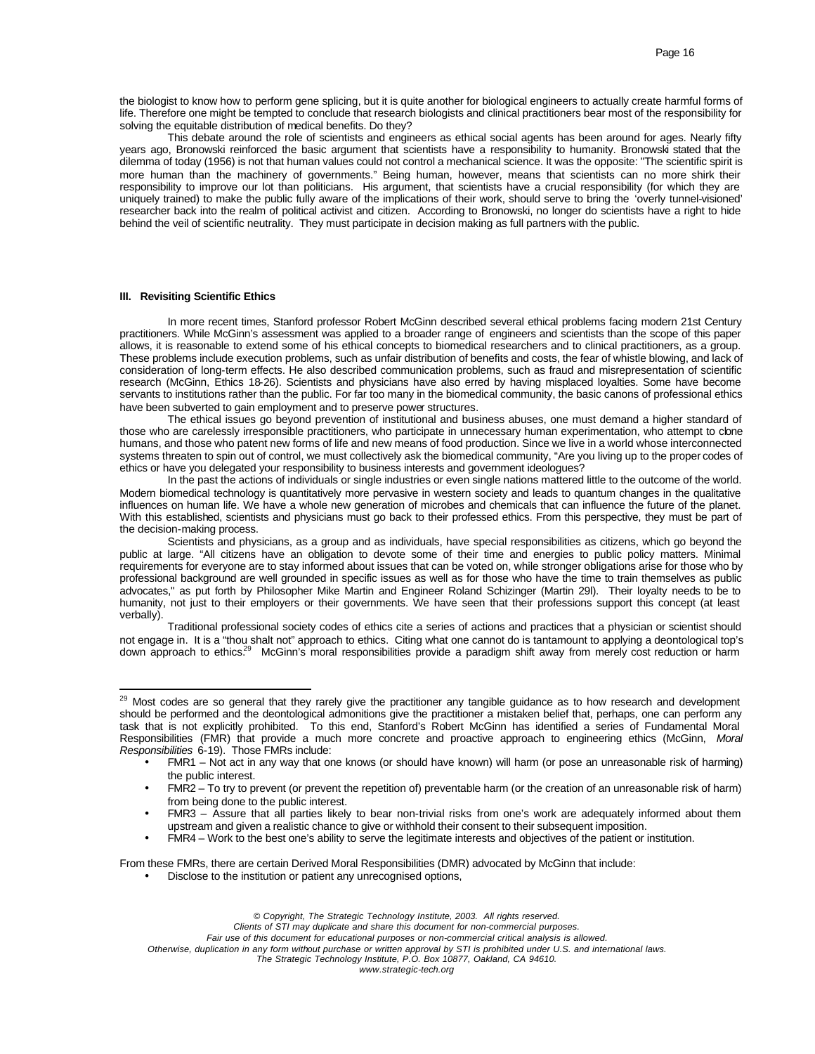the biologist to know how to perform gene splicing, but it is quite another for biological engineers to actually create harmful forms of life. Therefore one might be tempted to conclude that research biologists and clinical practitioners bear most of the responsibility for solving the equitable distribution of medical benefits. Do they?

This debate around the role of scientists and engineers as ethical social agents has been around for ages. Nearly fifty years ago, Bronowski reinforced the basic argument that scientists have a responsibility to humanity. Bronowski stated that the dilemma of today (1956) is not that human values could not control a mechanical science. It was the opposite: "The scientific spirit is more human than the machinery of governments." Being human, however, means that scientists can no more shirk their responsibility to improve our lot than politicians. His argument, that scientists have a crucial responsibility (for which they are uniquely trained) to make the public fully aware of the implications of their work, should serve to bring the 'overly tunnel-visioned' researcher back into the realm of political activist and citizen. According to Bronowski, no longer do scientists have a right to hide behind the veil of scientific neutrality. They must participate in decision making as full partners with the public.

### III. Revisiting Scientific Ethics

In more recent times, Stanford professor Robert McGinn described several ethical problems facing modern 21st Century practitioners. While McGinn's assessment was applied to a broader range of engineers and scientists than the scope of this paper allows, it is reasonable to extend some of his ethical concepts to biomedical researchers and to clinical practitioners, as a group. These problems include execution problems, such as unfair distribution of benefits and costs, the fear of whistle blowing, and lack of consideration of long-term effects. He also described communication problems, such as fraud and misrepresentation of scientific research (McGinn, Ethics 18-26). Scientists and physicians have also erred by having misplaced loyalties. Some have become servants to institutions rather than the public. For far too many in the biomedical community, the basic canons of professional ethics have been subverted to gain employment and to preserve power structures.

The ethical issues go beyond prevention of institutional and business abuses, one must demand a higher standard of those who are carelessly irresponsible practitioners, who participate in unnecessary human experimentation, who attempt to clone humans, and those who patent new forms of life and new means of food production. Since we live in a world whose interconnected systems threaten to spin out of control, we must collectively ask the biomedical community, "Are you living up to the proper codes of ethics or have you delegated your responsibility to business interests and government ideologues?

In the past the actions of individuals or single industries or even single nations mattered little to the outcome of the world. Modern biomedical technology is quantitatively more pervasive in western society and leads to quantum changes in the qualitative influences on human life. We have a whole new generation of microbes and chemicals that can influence the future of the planet. With this established, scientists and physicians must go back to their professed ethics. From this perspective, they must be part of the decision-making process.

Scientists and physicians, as a group and as individuals, have special responsibilities as citizens, which go beyond the public at large. "All citizens have an obligation to devote some of their time and energies to public policy matters. Minimal requirements for everyone are to stay informed about issues that can be voted on, while stronger obligations arise for those who by professional background are well grounded in specific issues as well as for those who have the time to train themselves as public advocates," as put forth by Philosopher Mike Martin and Engineer Roland Schizinger (Martin 29l). Their loyalty needs to be to humanity, not just to their employers or their governments. We have seen that their professions support this concept (at least verbally).

Traditional professional society codes of ethics cite a series of actions and practices that a physician or scientist should not engage in. It is a "thou shalt not" approach to ethics. Citing what one cannot do is tantamount to applying a deontological top's down approach to ethics.[29] McGinn's moral responsibilities provide a paradigm shift away from merely cost reduction or harm

---

[29] Most codes are so general that they rarely give the practitioner any tangible guidance as to how research and development should be performed and the deontological admonitions give the practitioner a mistaken belief that, perhaps, one can perform any task that is not explicitly prohibited. To this end, Stanford's Robert McGinn has identified a series of Fundamental Moral Responsibilities (FMR) that provide a much more concrete and proactive approach to engineering ethics (McGinn, *Moral Responsibilities* 6-19). Those FMRs include:

- FMR1 – Not act in any way that one knows (or should have known) will harm (or pose an unreasonable risk of harming) the public interest.
- FMR2 – To try to prevent (or prevent the repetition of) preventable harm (or the creation of an unreasonable risk of harm) from being done to the public interest.
- FMR3 – Assure that all parties likely to bear non-trivial risks from one's work are adequately informed about them upstream and given a realistic chance to give or withhold their consent to their subsequent imposition.
- FMR4 – Work to the best one's ability to serve the legitimate interests and objectives of the patient or institution.

From these FMRs, there are certain Derived Moral Responsibilities (DMR) advocated by McGinn that include:

- Disclose to the institution or patient any unrecognised options,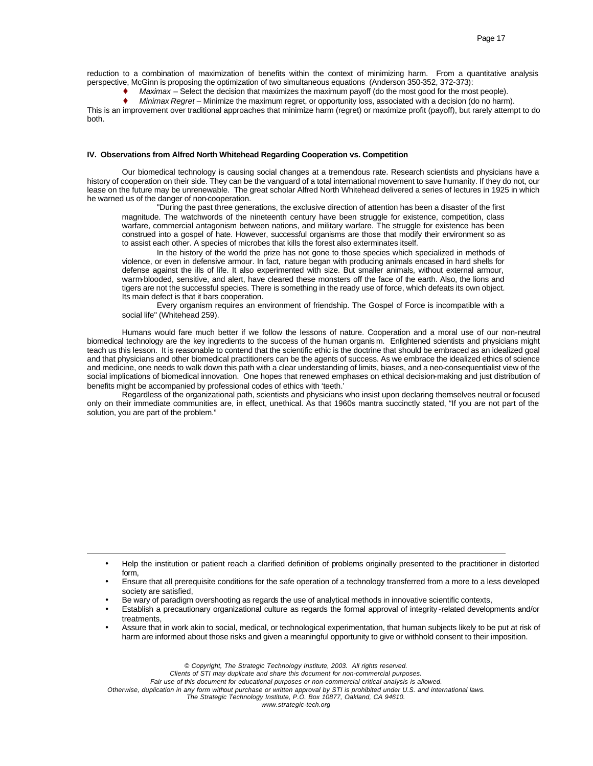reduction to a combination of maximization of benefits within the context of minimizing harm. From a quantitative analysis perspective, McGinn is proposing the optimization of two simultaneous equations (Anderson 350-352, 372-373):

- *Maximax* – Select the decision that maximizes the maximum payoff (do the most good for the most people).
- *Minimax Regret* – Minimize the maximum regret, or opportunity loss, associated with a decision (do no harm).

This is an improvement over traditional approaches that minimize harm (regret) or maximize profit (payoff), but rarely attempt to do both.

**IV. Observations from Alfred North Whitehead Regarding Cooperation vs. Competition**

Our biomedical technology is causing social changes at a tremendous rate. Research scientists and physicians have a history of cooperation on their side. They can be the vanguard of a total international movement to save humanity. If they do not, our lease on the future may be unrenewable. The great scholar Alfred North Whitehead delivered a series of lectures in 1925 in which he warned us of the danger of non-cooperation.

> "During the past three generations, the exclusive direction of attention has been a disaster of the first magnitude. The watchwords of the nineteenth century have been struggle for existence, competition, class warfare, commercial antagonism between nations, and military warfare. The struggle for existence has been construed into a gospel of hate. However, successful organisms are those that modify their environment so as to assist each other. A species of microbes that kills the forest also exterminates itself.
>
> In the history of the world the prize has not gone to those species which specialized in methods of violence, or even in defensive armour. In fact, nature began with producing animals encased in hard shells for defense against the ills of life. It also experimented with size. But smaller animals, without external armour, warm-blooded, sensitive, and alert, have cleared these monsters off the face of the earth. Also, the lions and tigers are not the successful species. There is something in the ready use of force, which defeats its own object. Its main defect is that it bars cooperation.
>
> Every organism requires an environment of friendship. The Gospel of Force is incompatible with a social life" (Whitehead 259).

Humans would fare much better if we follow the lessons of nature. Cooperation and a moral use of our non-neutral biomedical technology are the key ingredients to the success of the human organism. Enlightened scientists and physicians might teach us this lesson. It is reasonable to contend that the scientific ethic is the doctrine that should be embraced as an idealized goal and that physicians and other biomedical practitioners can be the agents of success. As we embrace the idealized ethics of science and medicine, one needs to walk down this path with a clear understanding of limits, biases, and a neo-consequentialist view of the social implications of biomedical innovation. One hopes that renewed emphases on ethical decision-making and just distribution of benefits might be accompanied by professional codes of ethics with 'teeth.'

Regardless of the organizational path, scientists and physicians who insist upon declaring themselves neutral or focused only on their immediate communities are, in effect, unethical. As that 1960s mantra succinctly stated, "If you are not part of the solution, you are part of the problem."

---

- Help the institution or patient reach a clarified definition of problems originally presented to the practitioner in distorted form,
- Ensure that all prerequisite conditions for the safe operation of a technology transferred from a more to a less developed society are satisfied,
- Be wary of paradigm overshooting as regards the use of analytical methods in innovative scientific contexts,
- Establish a precautionary organizational culture as regards the formal approval of integrity-related developments and/or treatments,
- Assure that in work akin to social, medical, or technological experimentation, that human subjects likely to be put at risk of harm are informed about those risks and given a meaningful opportunity to give or withhold consent to their imposition.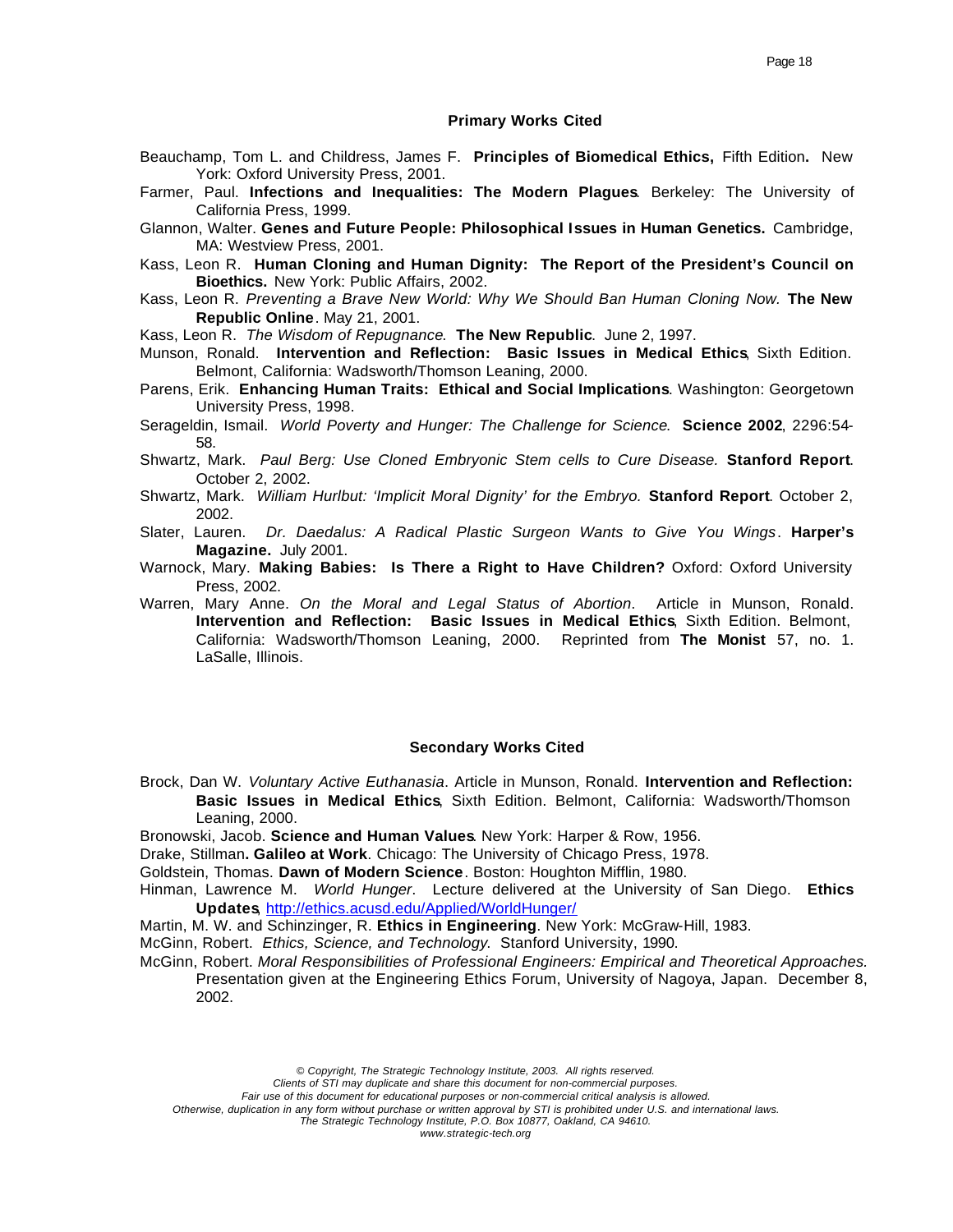## Primary Works Cited

Beauchamp, Tom L. and Childress, James F. **Principles of Biomedical Ethics,** Fifth Edition**.** New York: Oxford University Press, 2001.

Farmer, Paul. **Infections and Inequalities: The Modern Plagues**. Berkeley: The University of California Press, 1999.

Glannon, Walter. **Genes and Future People: Philosophical Issues in Human Genetics.** Cambridge, MA: Westview Press, 2001.

Kass, Leon R. **Human Cloning and Human Dignity: The Report of the President's Council on Bioethics.** New York: Public Affairs, 2002.

Kass, Leon R. *Preventing a Brave New World: Why We Should Ban Human Cloning Now.* **The New Republic Online**. May 21, 2001.

Kass, Leon R. *The Wisdom of Repugnance.* **The New Republic**. June 2, 1997.

Munson, Ronald. **Intervention and Reflection: Basic Issues in Medical Ethics**, Sixth Edition. Belmont, California: Wadsworth/Thomson Leaning, 2000.

Parens, Erik. **Enhancing Human Traits: Ethical and Social Implications**. Washington: Georgetown University Press, 1998.

Serageldin, Ismail. *World Poverty and Hunger: The Challenge for Science.* **Science 2002**, 2296:54-58.

Shwartz, Mark. *Paul Berg: Use Cloned Embryonic Stem cells to Cure Disease.* **Stanford Report**. October 2, 2002.

Shwartz, Mark. *William Hurlbut: 'Implicit Moral Dignity' for the Embryo.* **Stanford Report**. October 2, 2002.

Slater, Lauren. *Dr. Daedalus: A Radical Plastic Surgeon Wants to Give You Wings*. **Harper's Magazine.** July 2001.

Warnock, Mary. **Making Babies: Is There a Right to Have Children?** Oxford: Oxford University Press, 2002.

Warren, Mary Anne. *On the Moral and Legal Status of Abortion*. Article in Munson, Ronald. **Intervention and Reflection: Basic Issues in Medical Ethics**, Sixth Edition. Belmont, California: Wadsworth/Thomson Leaning, 2000. Reprinted from **The Monist** 57, no. 1. LaSalle, Illinois.

## Secondary Works Cited

Brock, Dan W. *Voluntary Active Euthanasia*. Article in Munson, Ronald. **Intervention and Reflection: Basic Issues in Medical Ethics**, Sixth Edition. Belmont, California: Wadsworth/Thomson Leaning, 2000.

Bronowski, Jacob. **Science and Human Values**. New York: Harper & Row, 1956.

Drake, Stillman**. Galileo at Work**. Chicago: The University of Chicago Press, 1978.

Goldstein, Thomas. **Dawn of Modern Science**. Boston: Houghton Mifflin, 1980.

Hinman, Lawrence M. *World Hunger*. Lecture delivered at the University of San Diego. **Ethics Updates**, http://ethics.acusd.edu/Applied/WorldHunger/

Martin, M. W. and Schinzinger, R. **Ethics in Engineering**. New York: McGraw-Hill, 1983.

McGinn, Robert. *Ethics, Science, and Technology.* Stanford University, 1990.

McGinn, Robert. *Moral Responsibilities of Professional Engineers: Empirical and Theoretical Approaches.* Presentation given at the Engineering Ethics Forum, University of Nagoya, Japan. December 8, 2002.

*© Copyright, The Strategic Technology Institute, 2003. All rights reserved.*
*Clients of STI may duplicate and share this document for non-commercial purposes.*
*Fair use of this document for educational purposes or non-commercial critical analysis is allowed.*
*Otherwise, duplication in any form without purchase or written approval by STI is prohibited under U.S. and international laws.*
*The Strategic Technology Institute, P.O. Box 10877, Oakland, CA 94610.*
*www.strategic-tech.org*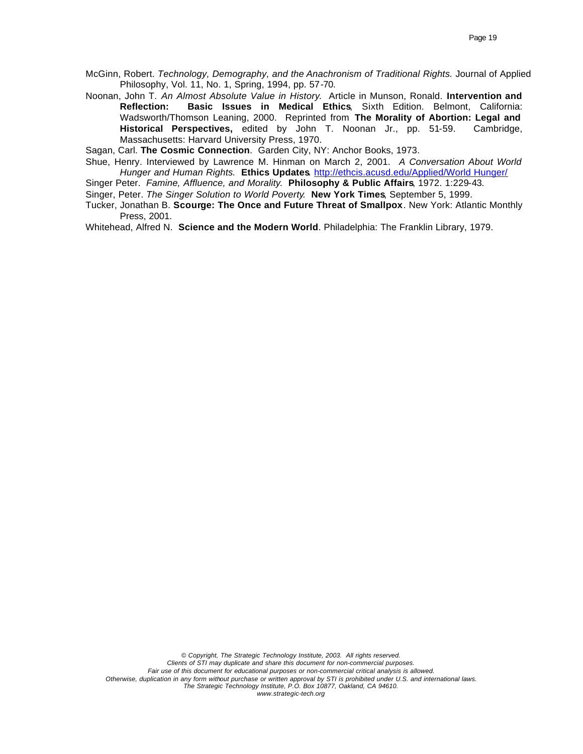McGinn, Robert. *Technology, Demography, and the Anachronism of Traditional Rights.* Journal of Applied Philosophy, Vol. 11, No. 1, Spring, 1994, pp. 57-70.

Noonan, John T. *An Almost Absolute Value in History.* Article in Munson, Ronald. **Intervention and Reflection: Basic Issues in Medical Ethics**, Sixth Edition. Belmont, California: Wadsworth/Thomson Leaning, 2000. Reprinted from **The Morality of Abortion: Legal and Historical Perspectives,** edited by John T. Noonan Jr., pp. 51-59. Cambridge, Massachusetts: Harvard University Press, 1970.

Sagan, Carl. **The Cosmic Connection**. Garden City, NY: Anchor Books, 1973.

Shue, Henry. Interviewed by Lawrence M. Hinman on March 2, 2001. *A Conversation About World Hunger and Human Rights.* **Ethics Updates**. http://ethcis.acusd.edu/Applied/World Hunger/

Singer Peter. *Famine, Affluence, and Morality.* **Philosophy & Public Affairs**, 1972. 1:229-43.

Singer, Peter. *The Singer Solution to World Poverty.* **New York Times**, September 5, 1999.

Tucker, Jonathan B. **Scourge: The Once and Future Threat of Smallpox**. New York: Atlantic Monthly Press, 2001.

Whitehead, Alfred N. **Science and the Modern World**. Philadelphia: The Franklin Library, 1979.

*© Copyright, The Strategic Technology Institute, 2003. All rights reserved.*
*Clients of STI may duplicate and share this document for non-commercial purposes.*
*Fair use of this document for educational purposes or non-commercial critical analysis is allowed.*
*Otherwise, duplication in any form without purchase or written approval by STI is prohibited under U.S. and international laws.*
*The Strategic Technology Institute, P.O. Box 10877, Oakland, CA 94610.*
*www.strategic-tech.org*